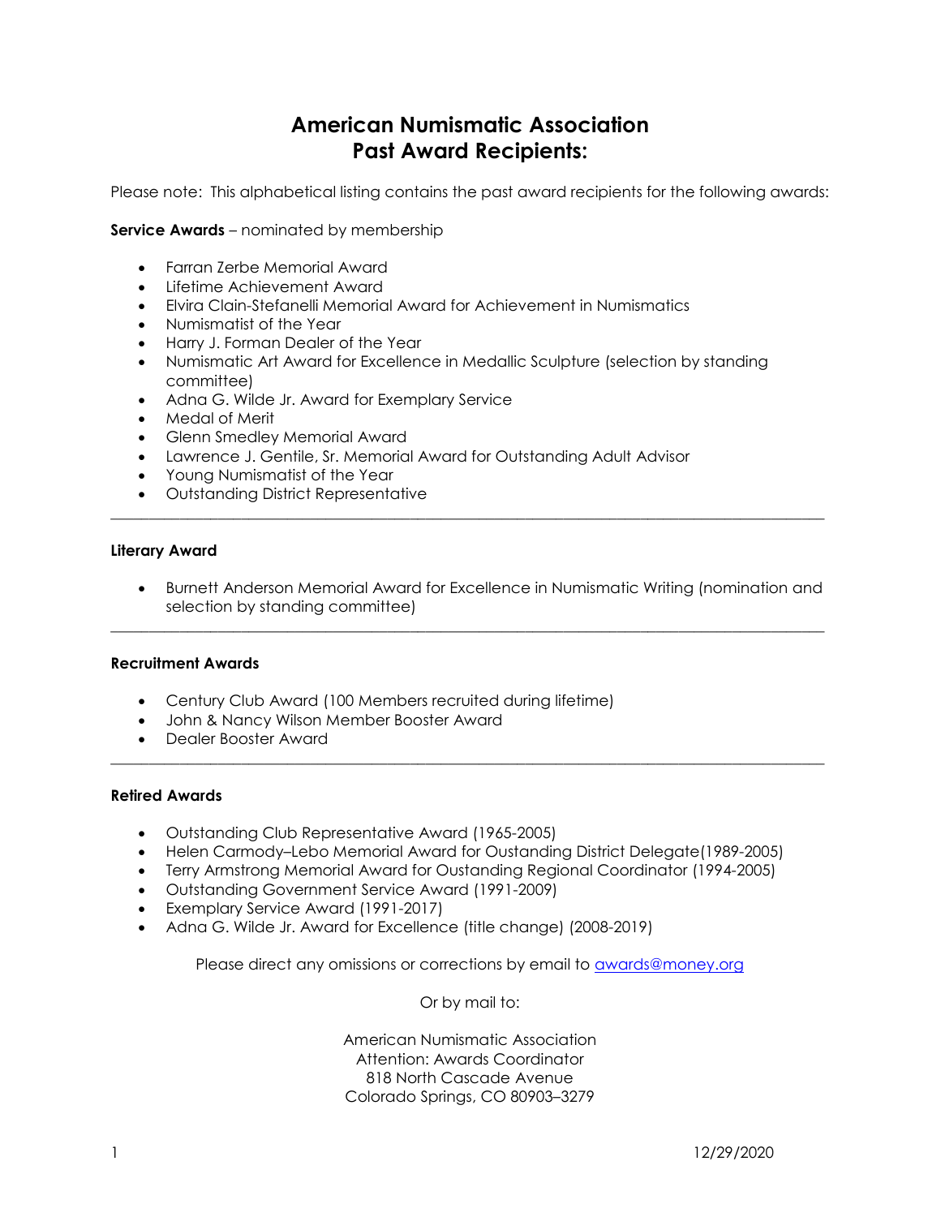# American Numismatic Association
# Past Award Recipients:

Please note: This alphabetical listing contains the past award recipients for the following awards:

**Service Awards** – nominated by membership

- Farran Zerbe Memorial Award
- Lifetime Achievement Award
- Elvira Clain-Stefanelli Memorial Award for Achievement in Numismatics
- Numismatist of the Year
- Harry J. Forman Dealer of the Year
- Numismatic Art Award for Excellence in Medallic Sculpture (selection by standing committee)
- Adna G. Wilde Jr. Award for Exemplary Service
- Medal of Merit
- Glenn Smedley Memorial Award
- Lawrence J. Gentile, Sr. Memorial Award for Outstanding Adult Advisor
- Young Numismatist of the Year
- Outstanding District Representative

---

**Literary Award**

- Burnett Anderson Memorial Award for Excellence in Numismatic Writing (nomination and selection by standing committee)

---

**Recruitment Awards**

- Century Club Award (100 Members recruited during lifetime)
- John & Nancy Wilson Member Booster Award
- Dealer Booster Award

---

**Retired Awards**

- Outstanding Club Representative Award (1965-2005)
- Helen Carmody–Lebo Memorial Award for Oustanding District Delegate(1989-2005)
- Terry Armstrong Memorial Award for Oustanding Regional Coordinator (1994-2005)
- Outstanding Government Service Award (1991-2009)
- Exemplary Service Award (1991-2017)
- Adna G. Wilde Jr. Award for Excellence (title change) (2008-2019)

Please direct any omissions or corrections by email to awards@money.org

Or by mail to:

American Numismatic Association
Attention: Awards Coordinator
818 North Cascade Avenue
Colorado Springs, CO 80903–3279

12/29/2020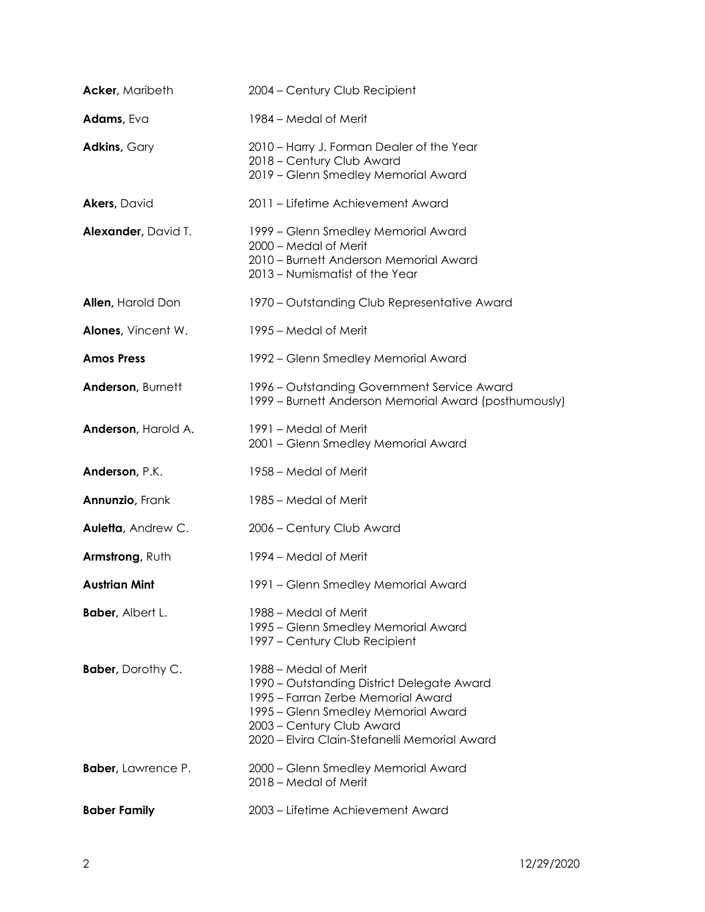| | |
|---|---|
| **Acker,** Maribeth | 2004 – Century Club Recipient |
| **Adams,** Eva | 1984 – Medal of Merit |
| **Adkins,** Gary | 2010 – Harry J. Forman Dealer of the Year<br>2018 – Century Club Award<br>2019 – Glenn Smedley Memorial Award |
| **Akers,** David | 2011 – Lifetime Achievement Award |
| **Alexander,** David T. | 1999 – Glenn Smedley Memorial Award<br>2000 – Medal of Merit<br>2010 – Burnett Anderson Memorial Award<br>2013 – Numismatist of the Year |
| **Allen,** Harold Don | 1970 – Outstanding Club Representative Award |
| **Alones,** Vincent W. | 1995 – Medal of Merit |
| **Amos Press** | 1992 – Glenn Smedley Memorial Award |
| **Anderson,** Burnett | 1996 – Outstanding Government Service Award<br>1999 – Burnett Anderson Memorial Award (posthumously) |
| **Anderson,** Harold A. | 1991 – Medal of Merit<br>2001 – Glenn Smedley Memorial Award |
| **Anderson,** P.K. | 1958 – Medal of Merit |
| **Annunzio,** Frank | 1985 – Medal of Merit |
| **Auletta,** Andrew C. | 2006 – Century Club Award |
| **Armstrong,** Ruth | 1994 – Medal of Merit |
| **Austrian Mint** | 1991 – Glenn Smedley Memorial Award |
| **Baber,** Albert L. | 1988 – Medal of Merit<br>1995 – Glenn Smedley Memorial Award<br>1997 – Century Club Recipient |
| **Baber,** Dorothy C. | 1988 – Medal of Merit<br>1990 – Outstanding District Delegate Award<br>1995 – Farran Zerbe Memorial Award<br>1995 – Glenn Smedley Memorial Award<br>2003 – Century Club Award<br>2020 – Elvira Clain-Stefanelli Memorial Award |
| **Baber,** Lawrence P. | 2000 – Glenn Smedley Memorial Award<br>2018 – Medal of Merit |
| **Baber Family** | 2003 – Lifetime Achievement Award |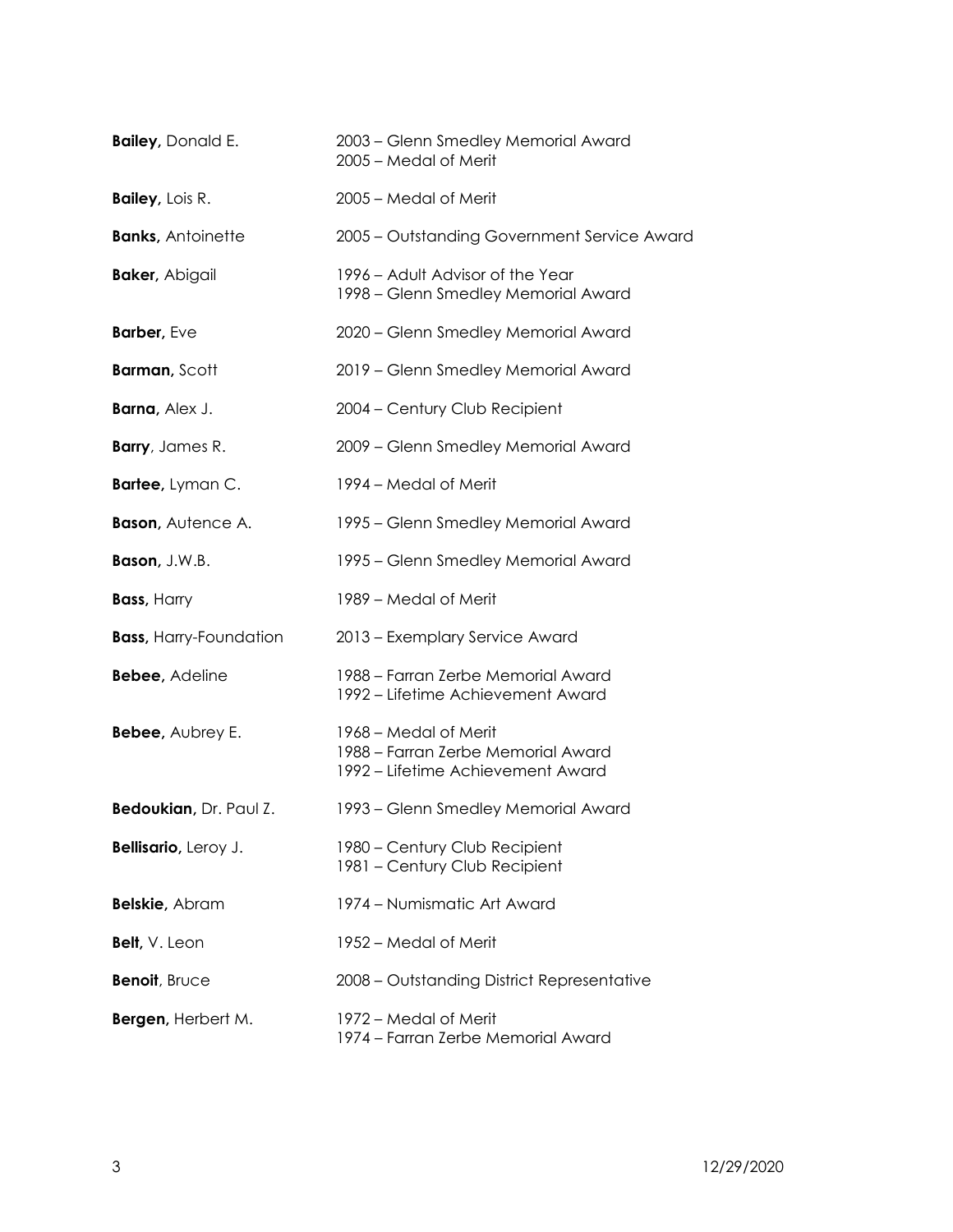| | |
|---|---|
| **Bailey,** Donald E. | 2003 – Glenn Smedley Memorial Award<br>2005 – Medal of Merit |
| **Bailey,** Lois R. | 2005 – Medal of Merit |
| **Banks,** Antoinette | 2005 – Outstanding Government Service Award |
| **Baker,** Abigail | 1996 – Adult Advisor of the Year<br>1998 – Glenn Smedley Memorial Award |
| **Barber,** Eve | 2020 – Glenn Smedley Memorial Award |
| **Barman,** Scott | 2019 – Glenn Smedley Memorial Award |
| **Barna,** Alex J. | 2004 – Century Club Recipient |
| **Barry**, James R. | 2009 – Glenn Smedley Memorial Award |
| **Bartee,** Lyman C. | 1994 – Medal of Merit |
| **Bason,** Autence A. | 1995 – Glenn Smedley Memorial Award |
| **Bason,** J.W.B. | 1995 – Glenn Smedley Memorial Award |
| **Bass,** Harry | 1989 – Medal of Merit |
| **Bass,** Harry-Foundation | 2013 – Exemplary Service Award |
| **Bebee,** Adeline | 1988 – Farran Zerbe Memorial Award<br>1992 – Lifetime Achievement Award |
| **Bebee,** Aubrey E. | 1968 – Medal of Merit<br>1988 – Farran Zerbe Memorial Award<br>1992 – Lifetime Achievement Award |
| **Bedoukian,** Dr. Paul Z. | 1993 – Glenn Smedley Memorial Award |
| **Bellisario,** Leroy J. | 1980 – Century Club Recipient<br>1981 – Century Club Recipient |
| **Belskie,** Abram | 1974 – Numismatic Art Award |
| **Belt,** V. Leon | 1952 – Medal of Merit |
| **Benoit**, Bruce | 2008 – Outstanding District Representative |
| **Bergen,** Herbert M. | 1972 – Medal of Merit<br>1974 – Farran Zerbe Memorial Award |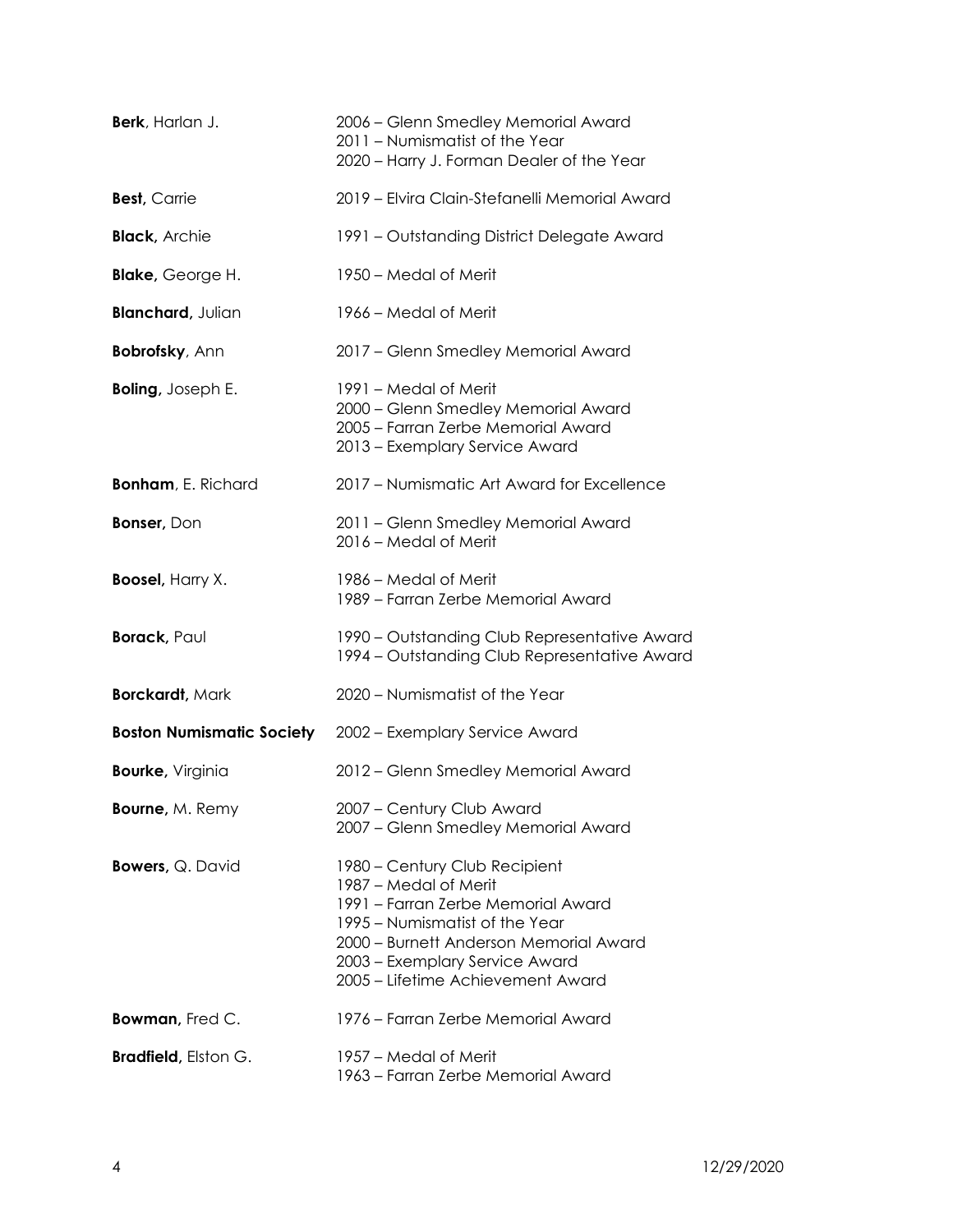**Berk**, Harlan J. 
2006 – Glenn Smedley Memorial Award
2011 – Numismatist of the Year
2020 – Harry J. Forman Dealer of the Year

**Best,** Carrie 
2019 – Elvira Clain-Stefanelli Memorial Award

**Black,** Archie 
1991 – Outstanding District Delegate Award

**Blake,** George H. 
1950 – Medal of Merit

**Blanchard,** Julian 
1966 – Medal of Merit

**Bobrofsky**, Ann 
2017 – Glenn Smedley Memorial Award

**Boling,** Joseph E. 
1991 – Medal of Merit
2000 – Glenn Smedley Memorial Award
2005 – Farran Zerbe Memorial Award
2013 – Exemplary Service Award

**Bonham**, E. Richard 
2017 – Numismatic Art Award for Excellence

**Bonser,** Don 
2011 – Glenn Smedley Memorial Award
2016 – Medal of Merit

**Boosel,** Harry X. 
1986 – Medal of Merit
1989 – Farran Zerbe Memorial Award

**Borack,** Paul 
1990 – Outstanding Club Representative Award
1994 – Outstanding Club Representative Award

**Borckardt,** Mark 
2020 – Numismatist of the Year

**Boston Numismatic Society** 
2002 – Exemplary Service Award

**Bourke,** Virginia 
2012 – Glenn Smedley Memorial Award

**Bourne,** M. Remy 
2007 – Century Club Award
2007 – Glenn Smedley Memorial Award

**Bowers,** Q. David 
1980 – Century Club Recipient
1987 – Medal of Merit
1991 – Farran Zerbe Memorial Award
1995 – Numismatist of the Year
2000 – Burnett Anderson Memorial Award
2003 – Exemplary Service Award
2005 – Lifetime Achievement Award

**Bowman,** Fred C. 
1976 – Farran Zerbe Memorial Award

**Bradfield,** Elston G. 
1957 – Medal of Merit
1963 – Farran Zerbe Memorial Award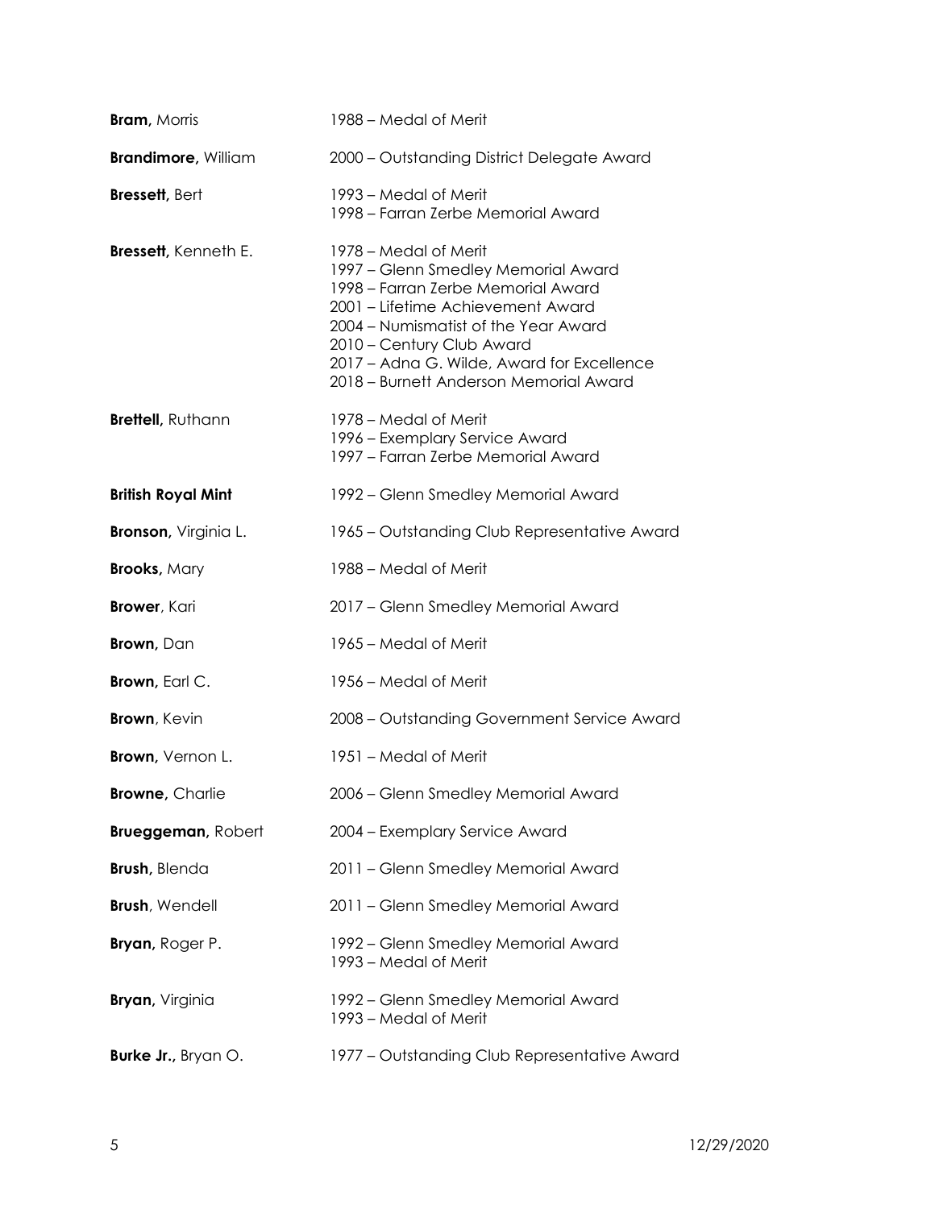**Bram,** Morris — 1988 – Medal of Merit

**Brandimore,** William — 2000 – Outstanding District Delegate Award

**Bressett,** Bert — 1993 – Medal of Merit
1998 – Farran Zerbe Memorial Award

**Bressett,** Kenneth E. — 1978 – Medal of Merit
1997 – Glenn Smedley Memorial Award
1998 – Farran Zerbe Memorial Award
2001 – Lifetime Achievement Award
2004 – Numismatist of the Year Award
2010 – Century Club Award
2017 – Adna G. Wilde, Award for Excellence
2018 – Burnett Anderson Memorial Award

**Brettell,** Ruthann — 1978 – Medal of Merit
1996 – Exemplary Service Award
1997 – Farran Zerbe Memorial Award

**British Royal Mint** — 1992 – Glenn Smedley Memorial Award

**Bronson,** Virginia L. — 1965 – Outstanding Club Representative Award

**Brooks,** Mary — 1988 – Medal of Merit

**Brower**, Kari — 2017 – Glenn Smedley Memorial Award

**Brown,** Dan — 1965 – Medal of Merit

**Brown,** Earl C. — 1956 – Medal of Merit

**Brown**, Kevin — 2008 – Outstanding Government Service Award

**Brown,** Vernon L. — 1951 – Medal of Merit

**Browne,** Charlie — 2006 – Glenn Smedley Memorial Award

**Brueggeman,** Robert — 2004 – Exemplary Service Award

**Brush,** Blenda — 2011 – Glenn Smedley Memorial Award

**Brush**, Wendell — 2011 – Glenn Smedley Memorial Award

**Bryan,** Roger P. — 1992 – Glenn Smedley Memorial Award
1993 – Medal of Merit

**Bryan,** Virginia — 1992 – Glenn Smedley Memorial Award
1993 – Medal of Merit

**Burke Jr.,** Bryan O. — 1977 – Outstanding Club Representative Award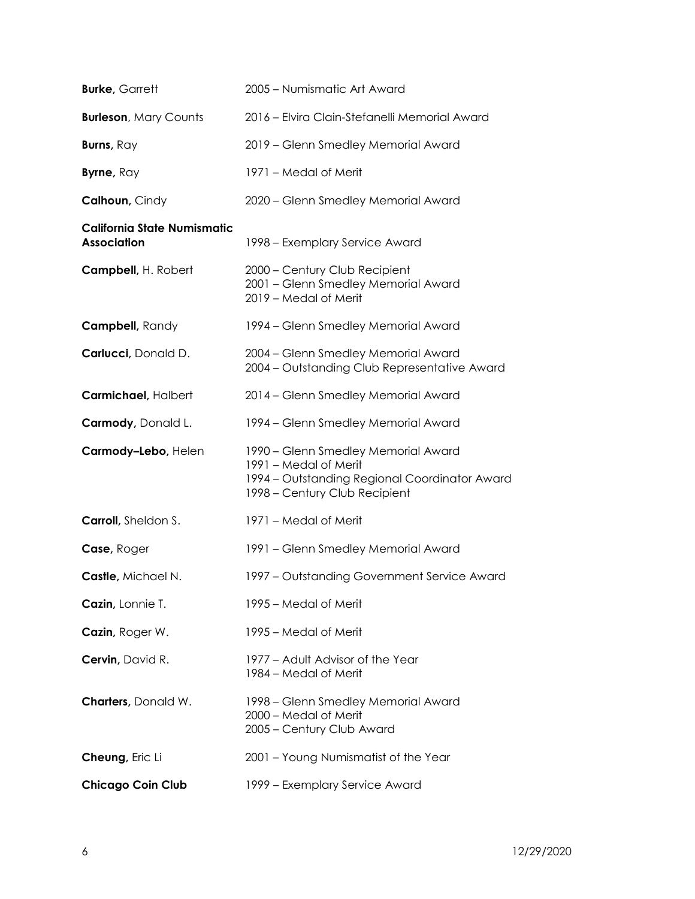| | |
|---|---|
| **Burke,** Garrett | 2005 – Numismatic Art Award |
| **Burleson**, Mary Counts | 2016 – Elvira Clain-Stefanelli Memorial Award |
| **Burns,** Ray | 2019 – Glenn Smedley Memorial Award |
| **Byrne,** Ray | 1971 – Medal of Merit |
| **Calhoun,** Cindy | 2020 – Glenn Smedley Memorial Award |
| **California State Numismatic Association** | 1998 – Exemplary Service Award |
| **Campbell,** H. Robert | 2000 – Century Club Recipient<br>2001 – Glenn Smedley Memorial Award<br>2019 – Medal of Merit |
| **Campbell,** Randy | 1994 – Glenn Smedley Memorial Award |
| **Carlucci,** Donald D. | 2004 – Glenn Smedley Memorial Award<br>2004 – Outstanding Club Representative Award |
| **Carmichael,** Halbert | 2014 – Glenn Smedley Memorial Award |
| **Carmody,** Donald L. | 1994 – Glenn Smedley Memorial Award |
| **Carmody–Lebo,** Helen | 1990 – Glenn Smedley Memorial Award<br>1991 – Medal of Merit<br>1994 – Outstanding Regional Coordinator Award<br>1998 – Century Club Recipient |
| **Carroll,** Sheldon S. | 1971 – Medal of Merit |
| **Case,** Roger | 1991 – Glenn Smedley Memorial Award |
| **Castle,** Michael N. | 1997 – Outstanding Government Service Award |
| **Cazin,** Lonnie T. | 1995 – Medal of Merit |
| **Cazin,** Roger W. | 1995 – Medal of Merit |
| **Cervin,** David R. | 1977 – Adult Advisor of the Year<br>1984 – Medal of Merit |
| **Charters,** Donald W. | 1998 – Glenn Smedley Memorial Award<br>2000 – Medal of Merit<br>2005 – Century Club Award |
| **Cheung,** Eric Li | 2001 – Young Numismatist of the Year |
| **Chicago Coin Club** | 1999 – Exemplary Service Award |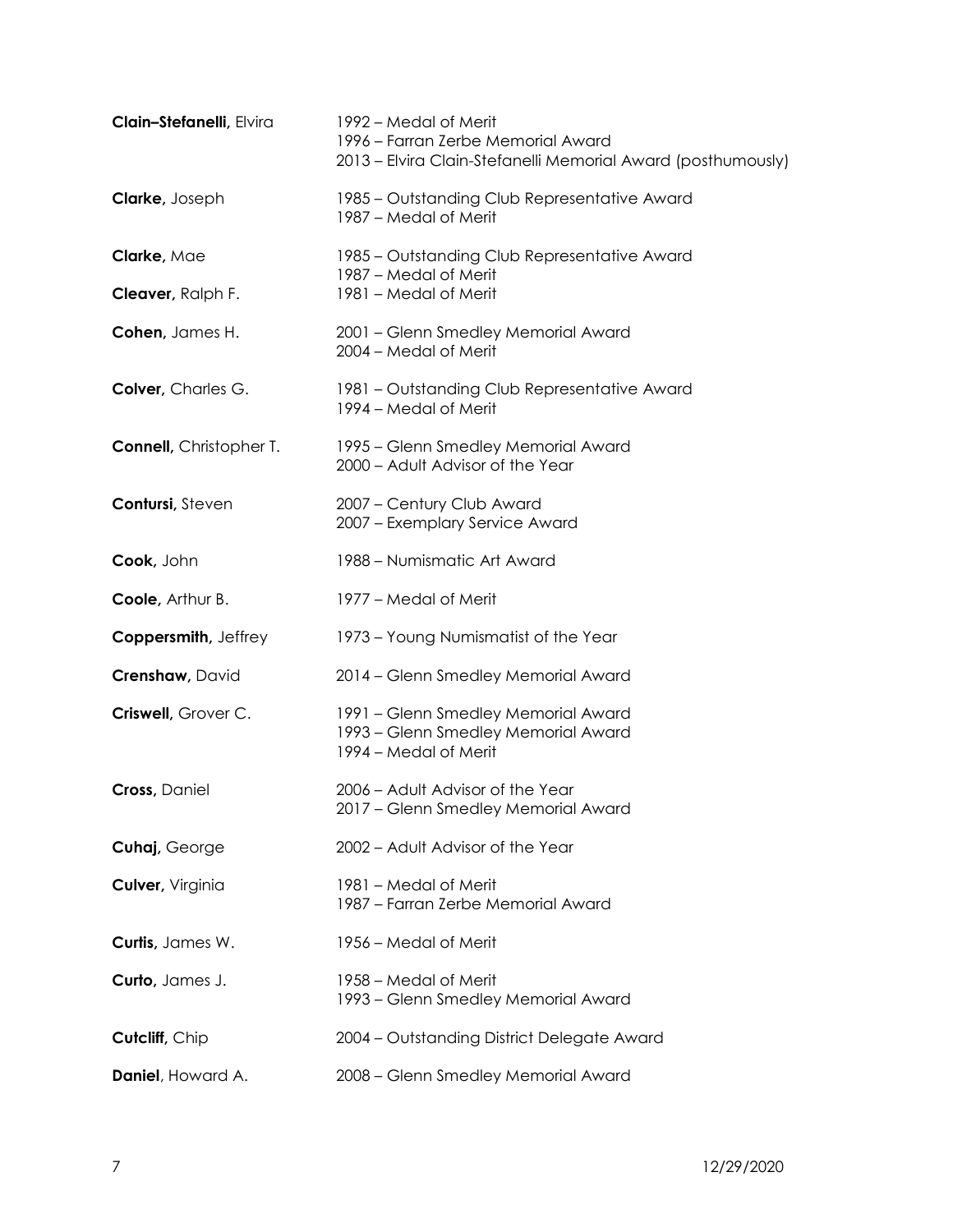| | |
|---|---|
| **Clain–Stefanelli,** Elvira | 1992 – Medal of Merit<br>1996 – Farran Zerbe Memorial Award<br>2013 – Elvira Clain-Stefanelli Memorial Award (posthumously) |
| **Clarke,** Joseph | 1985 – Outstanding Club Representative Award<br>1987 – Medal of Merit |
| **Clarke,** Mae | 1985 – Outstanding Club Representative Award<br>1987 – Medal of Merit |
| **Cleaver,** Ralph F. | 1981 – Medal of Merit |
| **Cohen,** James H. | 2001 – Glenn Smedley Memorial Award<br>2004 – Medal of Merit |
| **Colver,** Charles G. | 1981 – Outstanding Club Representative Award<br>1994 – Medal of Merit |
| **Connell,** Christopher T. | 1995 – Glenn Smedley Memorial Award<br>2000 – Adult Advisor of the Year |
| **Contursi,** Steven | 2007 – Century Club Award<br>2007 – Exemplary Service Award |
| **Cook,** John | 1988 – Numismatic Art Award |
| **Coole,** Arthur B. | 1977 – Medal of Merit |
| **Coppersmith,** Jeffrey | 1973 – Young Numismatist of the Year |
| **Crenshaw,** David | 2014 – Glenn Smedley Memorial Award |
| **Criswell,** Grover C. | 1991 – Glenn Smedley Memorial Award<br>1993 – Glenn Smedley Memorial Award<br>1994 – Medal of Merit |
| **Cross,** Daniel | 2006 – Adult Advisor of the Year<br>2017 – Glenn Smedley Memorial Award |
| **Cuhaj,** George | 2002 – Adult Advisor of the Year |
| **Culver,** Virginia | 1981 – Medal of Merit<br>1987 – Farran Zerbe Memorial Award |
| **Curtis,** James W. | 1956 – Medal of Merit |
| **Curto,** James J. | 1958 – Medal of Merit<br>1993 – Glenn Smedley Memorial Award |
| **Cutcliff,** Chip | 2004 – Outstanding District Delegate Award |
| **Daniel,** Howard A. | 2008 – Glenn Smedley Memorial Award |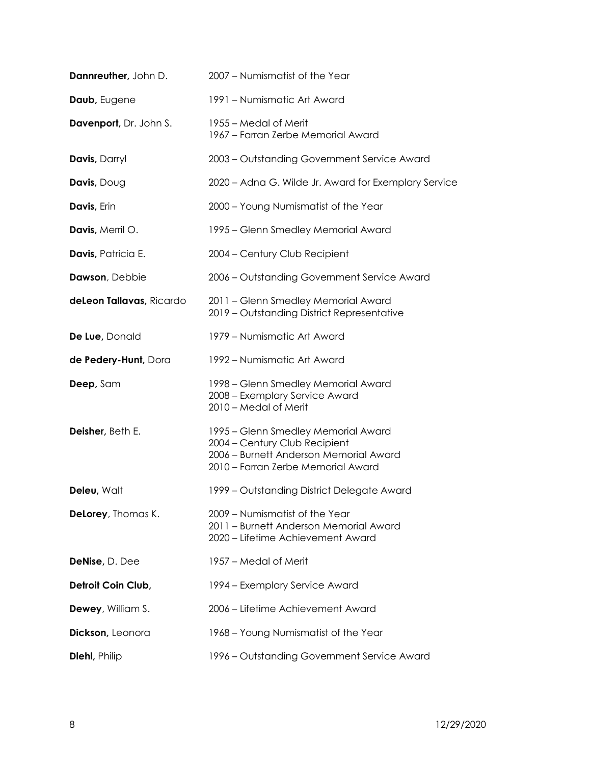| | |
|---|---|
| **Dannreuther,** John D. | 2007 – Numismatist of the Year |
| **Daub,** Eugene | 1991 – Numismatic Art Award |
| **Davenport,** Dr. John S. | 1955 – Medal of Merit<br>1967 – Farran Zerbe Memorial Award |
| **Davis,** Darryl | 2003 – Outstanding Government Service Award |
| **Davis,** Doug | 2020 – Adna G. Wilde Jr. Award for Exemplary Service |
| **Davis,** Erin | 2000 – Young Numismatist of the Year |
| **Davis,** Merril O. | 1995 – Glenn Smedley Memorial Award |
| **Davis,** Patricia E. | 2004 – Century Club Recipient |
| **Dawson**, Debbie | 2006 – Outstanding Government Service Award |
| **deLeon Tallavas,** Ricardo | 2011 – Glenn Smedley Memorial Award<br>2019 – Outstanding District Representative |
| **De Lue,** Donald | 1979 – Numismatic Art Award |
| **de Pedery-Hunt,** Dora | 1992 – Numismatic Art Award |
| **Deep,** Sam | 1998 – Glenn Smedley Memorial Award<br>2008 – Exemplary Service Award<br>2010 – Medal of Merit |
| **Deisher,** Beth E. | 1995 – Glenn Smedley Memorial Award<br>2004 – Century Club Recipient<br>2006 – Burnett Anderson Memorial Award<br>2010 – Farran Zerbe Memorial Award |
| **Deleu,** Walt | 1999 – Outstanding District Delegate Award |
| **DeLorey**, Thomas K. | 2009 – Numismatist of the Year<br>2011 – Burnett Anderson Memorial Award<br>2020 – Lifetime Achievement Award |
| **DeNise,** D. Dee | 1957 – Medal of Merit |
| **Detroit Coin Club,** | 1994 – Exemplary Service Award |
| **Dewey**, William S. | 2006 – Lifetime Achievement Award |
| **Dickson,** Leonora | 1968 – Young Numismatist of the Year |
| **Diehl,** Philip | 1996 – Outstanding Government Service Award |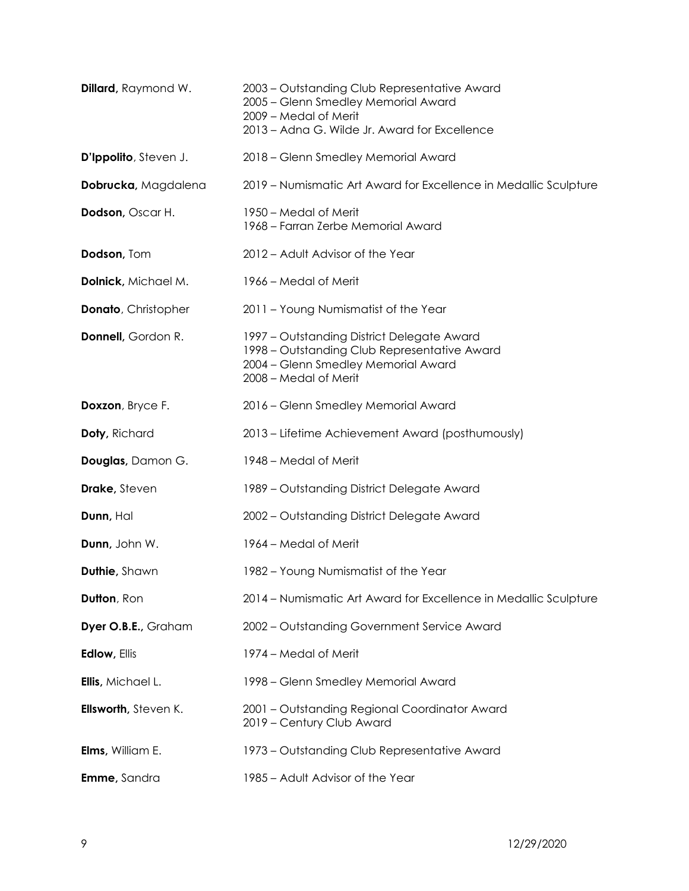**Dillard,** Raymond W.
2003 – Outstanding Club Representative Award
2005 – Glenn Smedley Memorial Award
2009 – Medal of Merit
2013 – Adna G. Wilde Jr. Award for Excellence

**D'Ippolito**, Steven J.
2018 – Glenn Smedley Memorial Award

**Dobrucka,** Magdalena
2019 – Numismatic Art Award for Excellence in Medallic Sculpture

**Dodson,** Oscar H.
1950 – Medal of Merit
1968 – Farran Zerbe Memorial Award

**Dodson,** Tom
2012 – Adult Advisor of the Year

**Dolnick,** Michael M.
1966 – Medal of Merit

**Donato**, Christopher
2011 – Young Numismatist of the Year

**Donnell,** Gordon R.
1997 – Outstanding District Delegate Award
1998 – Outstanding Club Representative Award
2004 – Glenn Smedley Memorial Award
2008 – Medal of Merit

**Doxzon**, Bryce F.
2016 – Glenn Smedley Memorial Award

**Doty,** Richard
2013 – Lifetime Achievement Award (posthumously)

**Douglas,** Damon G.
1948 – Medal of Merit

**Drake,** Steven
1989 – Outstanding District Delegate Award

**Dunn,** Hal
2002 – Outstanding District Delegate Award

**Dunn,** John W.
1964 – Medal of Merit

**Duthie,** Shawn
1982 – Young Numismatist of the Year

**Dutton**, Ron
2014 – Numismatic Art Award for Excellence in Medallic Sculpture

**Dyer O.B.E.,** Graham
2002 – Outstanding Government Service Award

**Edlow,** Ellis
1974 – Medal of Merit

**Ellis,** Michael L.
1998 – Glenn Smedley Memorial Award

**Ellsworth,** Steven K.
2001 – Outstanding Regional Coordinator Award
2019 – Century Club Award

**Elms,** William E.
1973 – Outstanding Club Representative Award

**Emme,** Sandra
1985 – Adult Advisor of the Year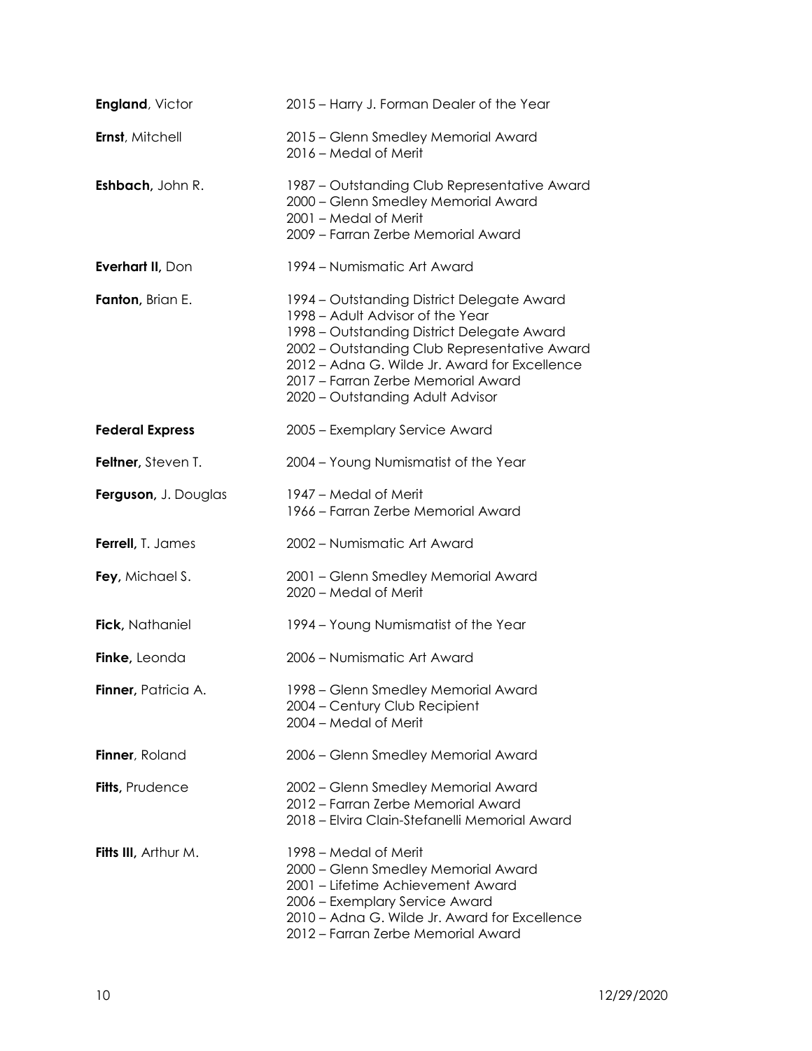**England**, Victor — 2015 – Harry J. Forman Dealer of the Year

**Ernst**, Mitchell — 2015 – Glenn Smedley Memorial Award
2016 – Medal of Merit

**Eshbach,** John R. — 1987 – Outstanding Club Representative Award
2000 – Glenn Smedley Memorial Award
2001 – Medal of Merit
2009 – Farran Zerbe Memorial Award

**Everhart II,** Don — 1994 – Numismatic Art Award

**Fanton,** Brian E. — 1994 – Outstanding District Delegate Award
1998 – Adult Advisor of the Year
1998 – Outstanding District Delegate Award
2002 – Outstanding Club Representative Award
2012 – Adna G. Wilde Jr. Award for Excellence
2017 – Farran Zerbe Memorial Award
2020 – Outstanding Adult Advisor

**Federal Express** — 2005 – Exemplary Service Award

**Feltner,** Steven T. — 2004 – Young Numismatist of the Year

**Ferguson,** J. Douglas — 1947 – Medal of Merit
1966 – Farran Zerbe Memorial Award

**Ferrell,** T. James — 2002 – Numismatic Art Award

**Fey,** Michael S. — 2001 – Glenn Smedley Memorial Award
2020 – Medal of Merit

**Fick,** Nathaniel — 1994 – Young Numismatist of the Year

**Finke,** Leonda — 2006 – Numismatic Art Award

**Finner,** Patricia A. — 1998 – Glenn Smedley Memorial Award
2004 – Century Club Recipient
2004 – Medal of Merit

**Finner**, Roland — 2006 – Glenn Smedley Memorial Award

**Fitts,** Prudence — 2002 – Glenn Smedley Memorial Award
2012 – Farran Zerbe Memorial Award
2018 – Elvira Clain-Stefanelli Memorial Award

**Fitts III,** Arthur M. — 1998 – Medal of Merit
2000 – Glenn Smedley Memorial Award
2001 – Lifetime Achievement Award
2006 – Exemplary Service Award
2010 – Adna G. Wilde Jr. Award for Excellence
2012 – Farran Zerbe Memorial Award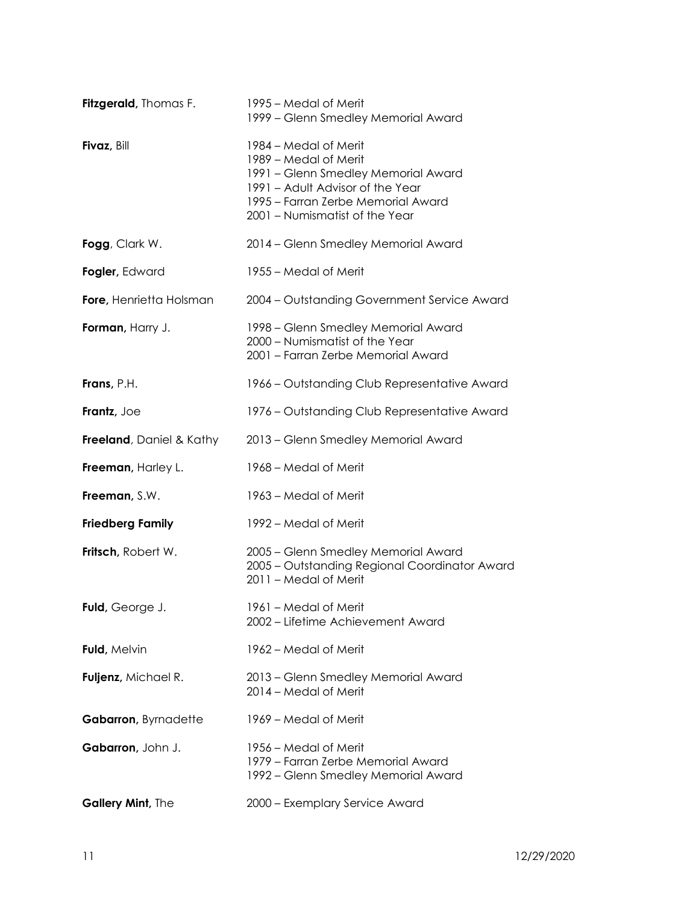| | |
|---|---|
| **Fitzgerald,** Thomas F. | 1995 – Medal of Merit<br>1999 – Glenn Smedley Memorial Award |
| **Fivaz,** Bill | 1984 – Medal of Merit<br>1989 – Medal of Merit<br>1991 – Glenn Smedley Memorial Award<br>1991 – Adult Advisor of the Year<br>1995 – Farran Zerbe Memorial Award<br>2001 – Numismatist of the Year |
| **Fogg**, Clark W. | 2014 – Glenn Smedley Memorial Award |
| **Fogler,** Edward | 1955 – Medal of Merit |
| **Fore,** Henrietta Holsman | 2004 – Outstanding Government Service Award |
| **Forman,** Harry J. | 1998 – Glenn Smedley Memorial Award<br>2000 – Numismatist of the Year<br>2001 – Farran Zerbe Memorial Award |
| **Frans,** P.H. | 1966 – Outstanding Club Representative Award |
| **Frantz,** Joe | 1976 – Outstanding Club Representative Award |
| **Freeland**, Daniel & Kathy | 2013 – Glenn Smedley Memorial Award |
| **Freeman,** Harley L. | 1968 – Medal of Merit |
| **Freeman,** S.W. | 1963 – Medal of Merit |
| **Friedberg Family** | 1992 – Medal of Merit |
| **Fritsch,** Robert W. | 2005 – Glenn Smedley Memorial Award<br>2005 – Outstanding Regional Coordinator Award<br>2011 – Medal of Merit |
| **Fuld,** George J. | 1961 – Medal of Merit<br>2002 – Lifetime Achievement Award |
| **Fuld,** Melvin | 1962 – Medal of Merit |
| **Fuljenz,** Michael R. | 2013 – Glenn Smedley Memorial Award<br>2014 – Medal of Merit |
| **Gabarron,** Byrnadette | 1969 – Medal of Merit |
| **Gabarron,** John J. | 1956 – Medal of Merit<br>1979 – Farran Zerbe Memorial Award<br>1992 – Glenn Smedley Memorial Award |
| **Gallery Mint,** The | 2000 – Exemplary Service Award |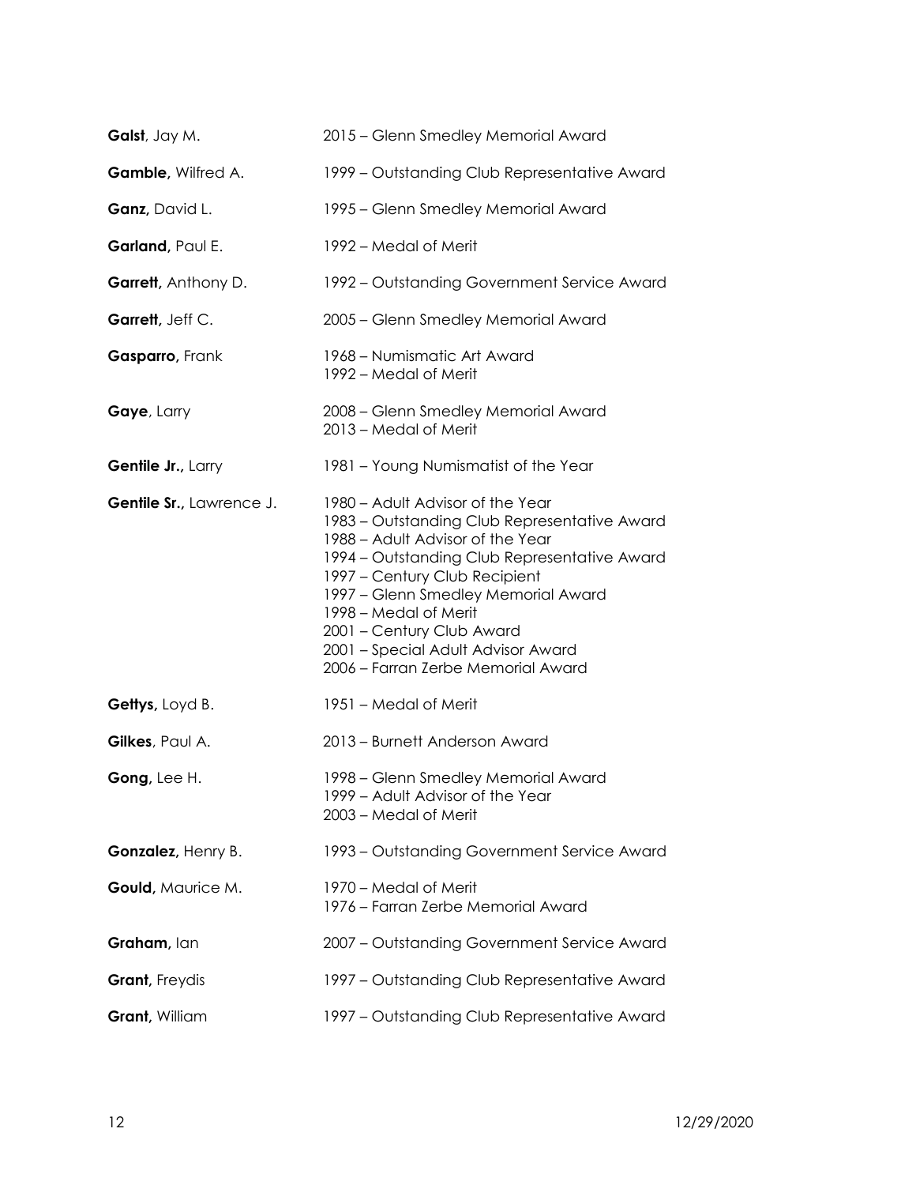| | |
|---|---|
| **Galst**, Jay M. | 2015 – Glenn Smedley Memorial Award |
| **Gamble,** Wilfred A. | 1999 – Outstanding Club Representative Award |
| **Ganz,** David L. | 1995 – Glenn Smedley Memorial Award |
| **Garland,** Paul E. | 1992 – Medal of Merit |
| **Garrett,** Anthony D. | 1992 – Outstanding Government Service Award |
| **Garrett,** Jeff C. | 2005 – Glenn Smedley Memorial Award |
| **Gasparro,** Frank | 1968 – Numismatic Art Award<br>1992 – Medal of Merit |
| **Gaye**, Larry | 2008 – Glenn Smedley Memorial Award<br>2013 – Medal of Merit |
| **Gentile Jr.,** Larry | 1981 – Young Numismatist of the Year |
| **Gentile Sr.,** Lawrence J. | 1980 – Adult Advisor of the Year<br>1983 – Outstanding Club Representative Award<br>1988 – Adult Advisor of the Year<br>1994 – Outstanding Club Representative Award<br>1997 – Century Club Recipient<br>1997 – Glenn Smedley Memorial Award<br>1998 – Medal of Merit<br>2001 – Century Club Award<br>2001 – Special Adult Advisor Award<br>2006 – Farran Zerbe Memorial Award |
| **Gettys,** Loyd B. | 1951 – Medal of Merit |
| **Gilkes**, Paul A. | 2013 – Burnett Anderson Award |
| **Gong,** Lee H. | 1998 – Glenn Smedley Memorial Award<br>1999 – Adult Advisor of the Year<br>2003 – Medal of Merit |
| **Gonzalez,** Henry B. | 1993 – Outstanding Government Service Award |
| **Gould,** Maurice M. | 1970 – Medal of Merit<br>1976 – Farran Zerbe Memorial Award |
| **Graham,** Ian | 2007 – Outstanding Government Service Award |
| **Grant,** Freydis | 1997 – Outstanding Club Representative Award |
| **Grant,** William | 1997 – Outstanding Club Representative Award |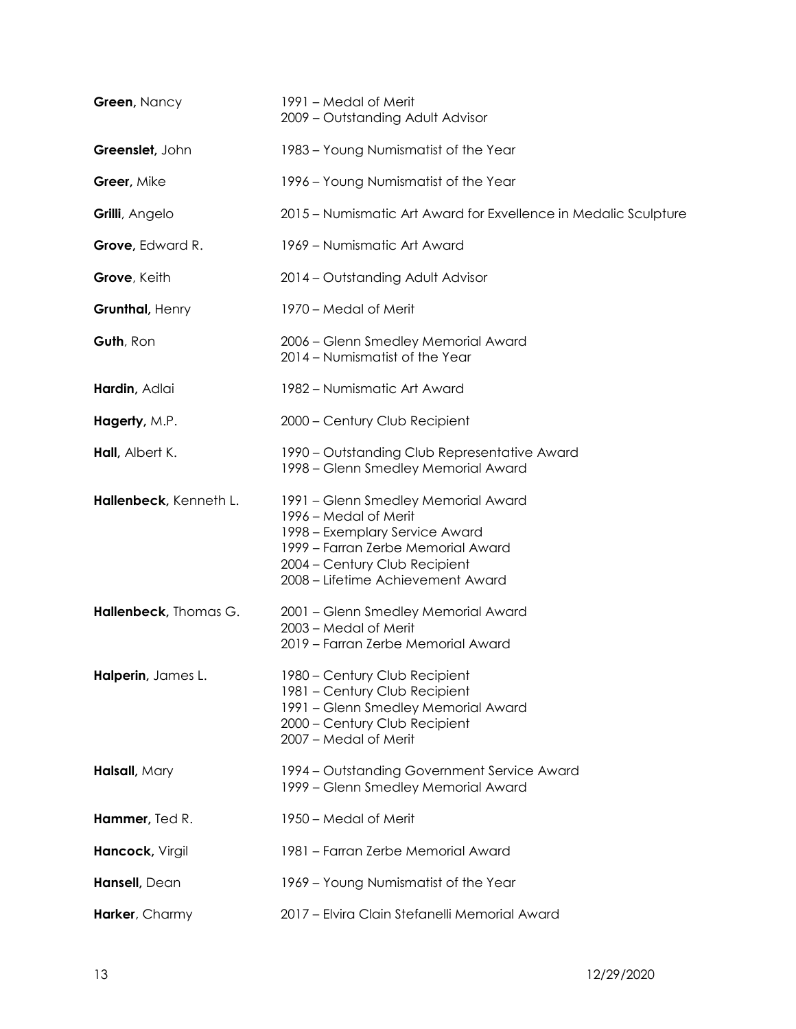**Green,** Nancy
1991 – Medal of Merit
2009 – Outstanding Adult Advisor

**Greenslet,** John
1983 – Young Numismatist of the Year

**Greer,** Mike
1996 – Young Numismatist of the Year

**Grilli**, Angelo
2015 – Numismatic Art Award for Exvellence in Medalic Sculpture

**Grove,** Edward R.
1969 – Numismatic Art Award

**Grove**, Keith
2014 – Outstanding Adult Advisor

**Grunthal,** Henry
1970 – Medal of Merit

**Guth**, Ron
2006 – Glenn Smedley Memorial Award
2014 – Numismatist of the Year

**Hardin,** Adlai
1982 – Numismatic Art Award

**Hagerty,** M.P.
2000 – Century Club Recipient

**Hall,** Albert K.
1990 – Outstanding Club Representative Award
1998 – Glenn Smedley Memorial Award

**Hallenbeck,** Kenneth L.
1991 – Glenn Smedley Memorial Award
1996 – Medal of Merit
1998 – Exemplary Service Award
1999 – Farran Zerbe Memorial Award
2004 – Century Club Recipient
2008 – Lifetime Achievement Award

**Hallenbeck,** Thomas G.
2001 – Glenn Smedley Memorial Award
2003 – Medal of Merit
2019 – Farran Zerbe Memorial Award

**Halperin,** James L.
1980 – Century Club Recipient
1981 – Century Club Recipient
1991 – Glenn Smedley Memorial Award
2000 – Century Club Recipient
2007 – Medal of Merit

**Halsall,** Mary
1994 – Outstanding Government Service Award
1999 – Glenn Smedley Memorial Award

**Hammer,** Ted R.
1950 – Medal of Merit

**Hancock,** Virgil
1981 – Farran Zerbe Memorial Award

**Hansell,** Dean
1969 – Young Numismatist of the Year

**Harker**, Charmy
2017 – Elvira Clain Stefanelli Memorial Award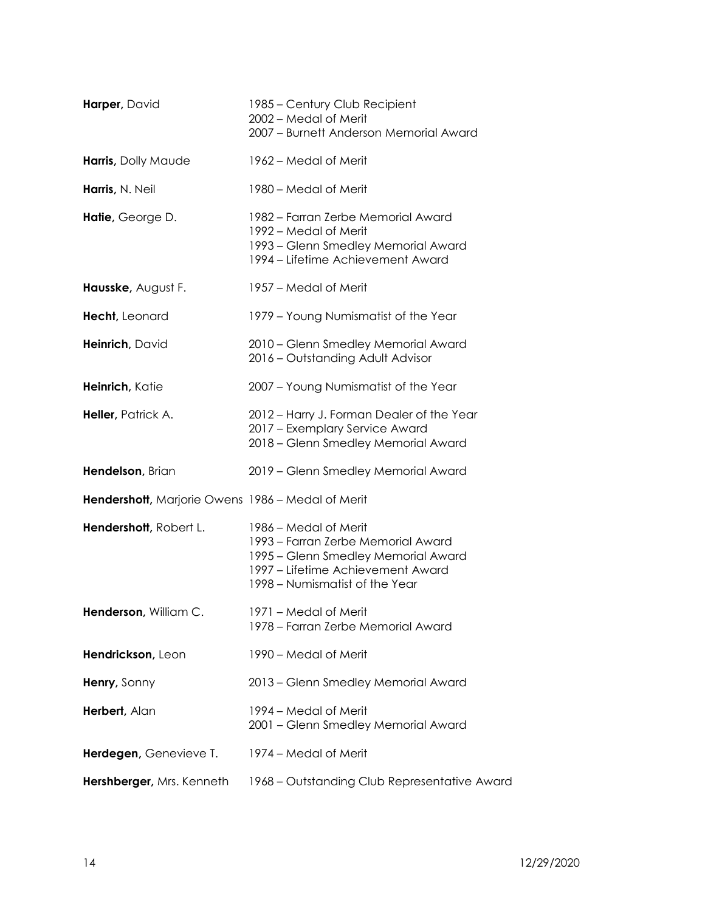**Harper,** David
1985 – Century Club Recipient
2002 – Medal of Merit
2007 – Burnett Anderson Memorial Award

**Harris,** Dolly Maude
1962 – Medal of Merit

**Harris,** N. Neil
1980 – Medal of Merit

**Hatie,** George D.
1982 – Farran Zerbe Memorial Award
1992 – Medal of Merit
1993 – Glenn Smedley Memorial Award
1994 – Lifetime Achievement Award

**Hausske,** August F.
1957 – Medal of Merit

**Hecht,** Leonard
1979 – Young Numismatist of the Year

**Heinrich,** David
2010 – Glenn Smedley Memorial Award
2016 – Outstanding Adult Advisor

**Heinrich,** Katie
2007 – Young Numismatist of the Year

**Heller,** Patrick A.
2012 – Harry J. Forman Dealer of the Year
2017 – Exemplary Service Award
2018 – Glenn Smedley Memorial Award

**Hendelson,** Brian
2019 – Glenn Smedley Memorial Award

**Hendershott,** Marjorie Owens
1986 – Medal of Merit

**Hendershott,** Robert L.
1986 – Medal of Merit
1993 – Farran Zerbe Memorial Award
1995 – Glenn Smedley Memorial Award
1997 – Lifetime Achievement Award
1998 – Numismatist of the Year

**Henderson,** William C.
1971 – Medal of Merit
1978 – Farran Zerbe Memorial Award

**Hendrickson,** Leon
1990 – Medal of Merit

**Henry,** Sonny
2013 – Glenn Smedley Memorial Award

**Herbert,** Alan
1994 – Medal of Merit
2001 – Glenn Smedley Memorial Award

**Herdegen,** Genevieve T.
1974 – Medal of Merit

**Hershberger,** Mrs. Kenneth
1968 – Outstanding Club Representative Award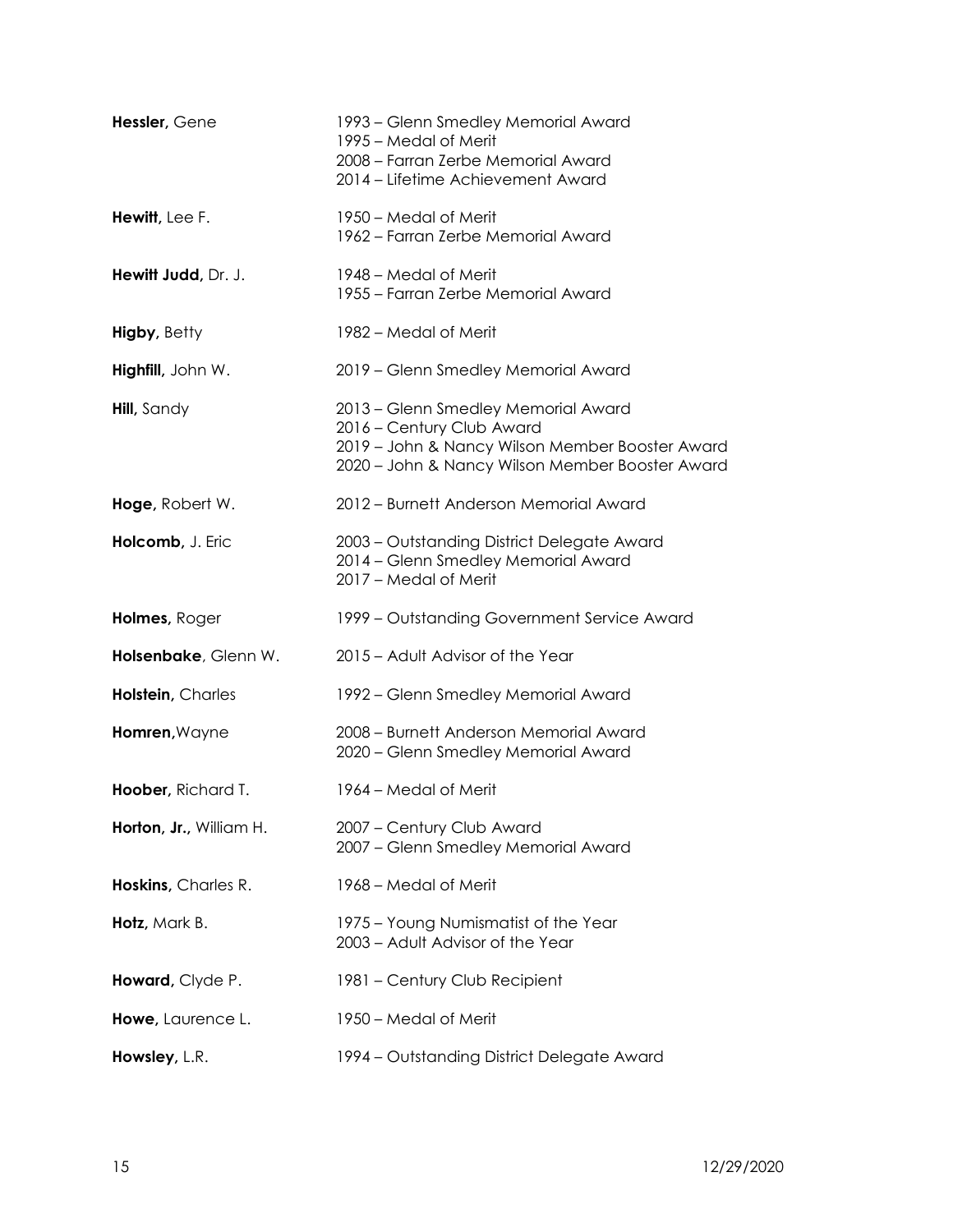**Hessler,** Gene
1993 – Glenn Smedley Memorial Award
1995 – Medal of Merit
2008 – Farran Zerbe Memorial Award
2014 – Lifetime Achievement Award

**Hewitt,** Lee F.
1950 – Medal of Merit
1962 – Farran Zerbe Memorial Award

**Hewitt Judd,** Dr. J.
1948 – Medal of Merit
1955 – Farran Zerbe Memorial Award

**Higby,** Betty
1982 – Medal of Merit

**Highfill,** John W.
2019 – Glenn Smedley Memorial Award

**Hill,** Sandy
2013 – Glenn Smedley Memorial Award
2016 – Century Club Award
2019 – John & Nancy Wilson Member Booster Award
2020 – John & Nancy Wilson Member Booster Award

**Hoge,** Robert W.
2012 – Burnett Anderson Memorial Award

**Holcomb,** J. Eric
2003 – Outstanding District Delegate Award
2014 – Glenn Smedley Memorial Award
2017 – Medal of Merit

**Holmes,** Roger
1999 – Outstanding Government Service Award

**Holsenbake**, Glenn W.
2015 – Adult Advisor of the Year

**Holstein,** Charles
1992 – Glenn Smedley Memorial Award

**Homren,**Wayne
2008 – Burnett Anderson Memorial Award
2020 – Glenn Smedley Memorial Award

**Hoober,** Richard T.
1964 – Medal of Merit

**Horton, Jr.,** William H.
2007 – Century Club Award
2007 – Glenn Smedley Memorial Award

**Hoskins,** Charles R.
1968 – Medal of Merit

**Hotz,** Mark B.
1975 – Young Numismatist of the Year
2003 – Adult Advisor of the Year

**Howard,** Clyde P.
1981 – Century Club Recipient

**Howe,** Laurence L.
1950 – Medal of Merit

**Howsley,** L.R.
1994 – Outstanding District Delegate Award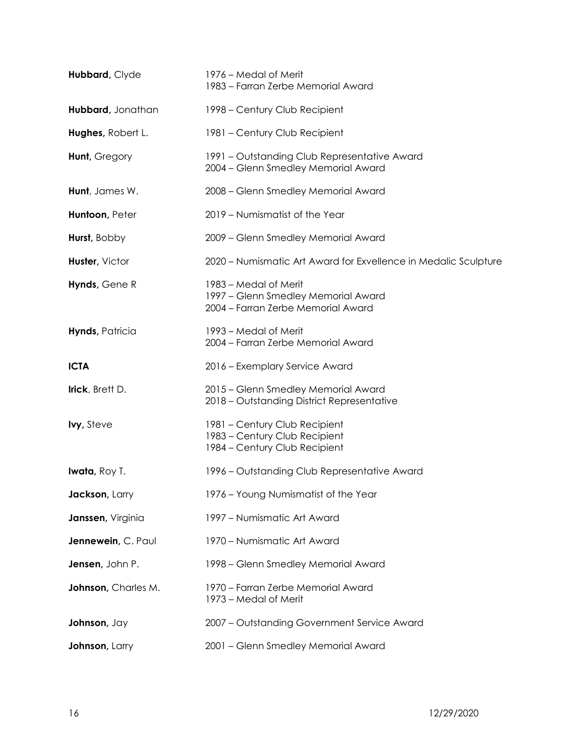| | |
|---|---|
| **Hubbard,** Clyde | 1976 – Medal of Merit<br>1983 – Farran Zerbe Memorial Award |
| **Hubbard,** Jonathan | 1998 – Century Club Recipient |
| **Hughes,** Robert L. | 1981 – Century Club Recipient |
| **Hunt,** Gregory | 1991 – Outstanding Club Representative Award<br>2004 – Glenn Smedley Memorial Award |
| **Hunt**, James W. | 2008 – Glenn Smedley Memorial Award |
| **Huntoon,** Peter | 2019 – Numismatist of the Year |
| **Hurst,** Bobby | 2009 – Glenn Smedley Memorial Award |
| **Huster,** Victor | 2020 – Numismatic Art Award for Exvellence in Medalic Sculpture |
| **Hynds,** Gene R | 1983 – Medal of Merit<br>1997 – Glenn Smedley Memorial Award<br>2004 – Farran Zerbe Memorial Award |
| **Hynds,** Patricia | 1993 – Medal of Merit<br>2004 – Farran Zerbe Memorial Award |
| **ICTA** | 2016 – Exemplary Service Award |
| **Irick**, Brett D. | 2015 – Glenn Smedley Memorial Award<br>2018 – Outstanding District Representative |
| **Ivy,** Steve | 1981 – Century Club Recipient<br>1983 – Century Club Recipient<br>1984 – Century Club Recipient |
| **Iwata,** Roy T. | 1996 – Outstanding Club Representative Award |
| **Jackson,** Larry | 1976 – Young Numismatist of the Year |
| **Janssen,** Virginia | 1997 – Numismatic Art Award |
| **Jennewein,** C. Paul | 1970 – Numismatic Art Award |
| **Jensen,** John P. | 1998 – Glenn Smedley Memorial Award |
| **Johnson,** Charles M. | 1970 – Farran Zerbe Memorial Award<br>1973 – Medal of Merit |
| **Johnson,** Jay | 2007 – Outstanding Government Service Award |
| **Johnson,** Larry | 2001 – Glenn Smedley Memorial Award |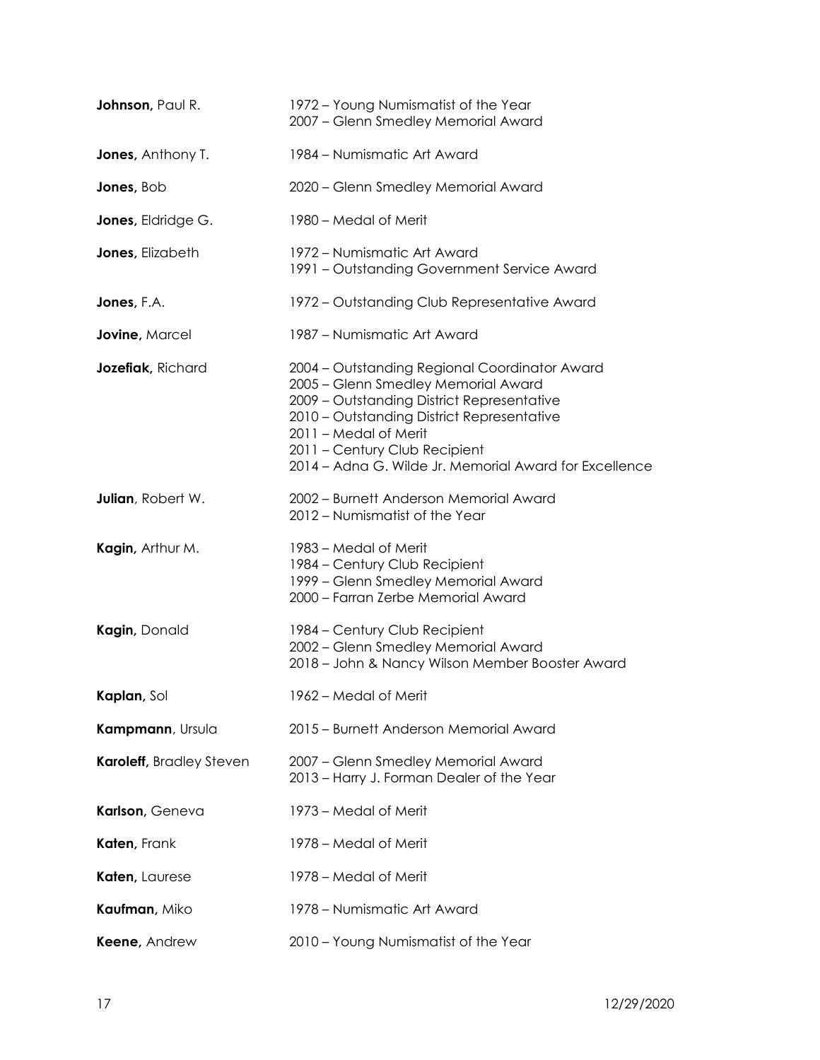| | |
|---|---|
| **Johnson,** Paul R. | 1972 – Young Numismatist of the Year<br>2007 – Glenn Smedley Memorial Award |
| **Jones,** Anthony T. | 1984 – Numismatic Art Award |
| **Jones,** Bob | 2020 – Glenn Smedley Memorial Award |
| **Jones,** Eldridge G. | 1980 – Medal of Merit |
| **Jones,** Elizabeth | 1972 – Numismatic Art Award<br>1991 – Outstanding Government Service Award |
| **Jones,** F.A. | 1972 – Outstanding Club Representative Award |
| **Jovine,** Marcel | 1987 – Numismatic Art Award |
| **Jozefiak,** Richard | 2004 – Outstanding Regional Coordinator Award<br>2005 – Glenn Smedley Memorial Award<br>2009 – Outstanding District Representative<br>2010 – Outstanding District Representative<br>2011 – Medal of Merit<br>2011 – Century Club Recipient<br>2014 – Adna G. Wilde Jr. Memorial Award for Excellence |
| **Julian**, Robert W. | 2002 – Burnett Anderson Memorial Award<br>2012 – Numismatist of the Year |
| **Kagin,** Arthur M. | 1983 – Medal of Merit<br>1984 – Century Club Recipient<br>1999 – Glenn Smedley Memorial Award<br>2000 – Farran Zerbe Memorial Award |
| **Kagin,** Donald | 1984 – Century Club Recipient<br>2002 – Glenn Smedley Memorial Award<br>2018 – John & Nancy Wilson Member Booster Award |
| **Kaplan,** Sol | 1962 – Medal of Merit |
| **Kampmann**, Ursula | 2015 – Burnett Anderson Memorial Award |
| **Karoleff,** Bradley Steven | 2007 – Glenn Smedley Memorial Award<br>2013 – Harry J. Forman Dealer of the Year |
| **Karlson,** Geneva | 1973 – Medal of Merit |
| **Katen,** Frank | 1978 – Medal of Merit |
| **Katen,** Laurese | 1978 – Medal of Merit |
| **Kaufman,** Miko | 1978 – Numismatic Art Award |
| **Keene,** Andrew | 2010 – Young Numismatist of the Year |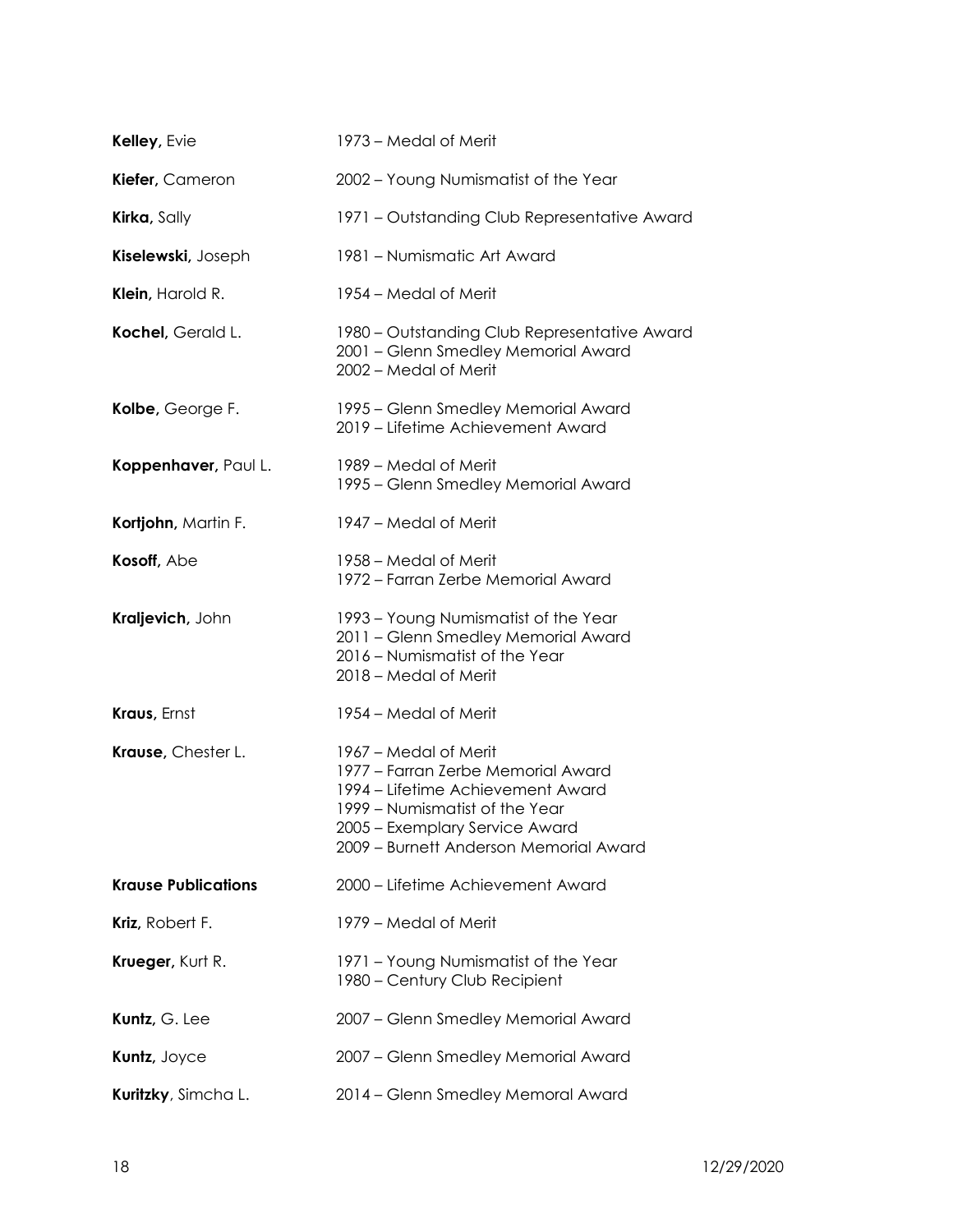| | |
|---|---|
| **Kelley,** Evie | 1973 – Medal of Merit |
| **Kiefer,** Cameron | 2002 – Young Numismatist of the Year |
| **Kirka,** Sally | 1971 – Outstanding Club Representative Award |
| **Kiselewski,** Joseph | 1981 – Numismatic Art Award |
| **Klein,** Harold R. | 1954 – Medal of Merit |
| **Kochel,** Gerald L. | 1980 – Outstanding Club Representative Award<br>2001 – Glenn Smedley Memorial Award<br>2002 – Medal of Merit |
| **Kolbe,** George F. | 1995 – Glenn Smedley Memorial Award<br>2019 – Lifetime Achievement Award |
| **Koppenhaver,** Paul L. | 1989 – Medal of Merit<br>1995 – Glenn Smedley Memorial Award |
| **Kortjohn,** Martin F. | 1947 – Medal of Merit |
| **Kosoff,** Abe | 1958 – Medal of Merit<br>1972 – Farran Zerbe Memorial Award |
| **Kraljevich,** John | 1993 – Young Numismatist of the Year<br>2011 – Glenn Smedley Memorial Award<br>2016 – Numismatist of the Year<br>2018 – Medal of Merit |
| **Kraus,** Ernst | 1954 – Medal of Merit |
| **Krause,** Chester L. | 1967 – Medal of Merit<br>1977 – Farran Zerbe Memorial Award<br>1994 – Lifetime Achievement Award<br>1999 – Numismatist of the Year<br>2005 – Exemplary Service Award<br>2009 – Burnett Anderson Memorial Award |
| **Krause Publications** | 2000 – Lifetime Achievement Award |
| **Kriz,** Robert F. | 1979 – Medal of Merit |
| **Krueger,** Kurt R. | 1971 – Young Numismatist of the Year<br>1980 – Century Club Recipient |
| **Kuntz,** G. Lee | 2007 – Glenn Smedley Memorial Award |
| **Kuntz,** Joyce | 2007 – Glenn Smedley Memorial Award |
| **Kuritzky**, Simcha L. | 2014 – Glenn Smedley Memoral Award |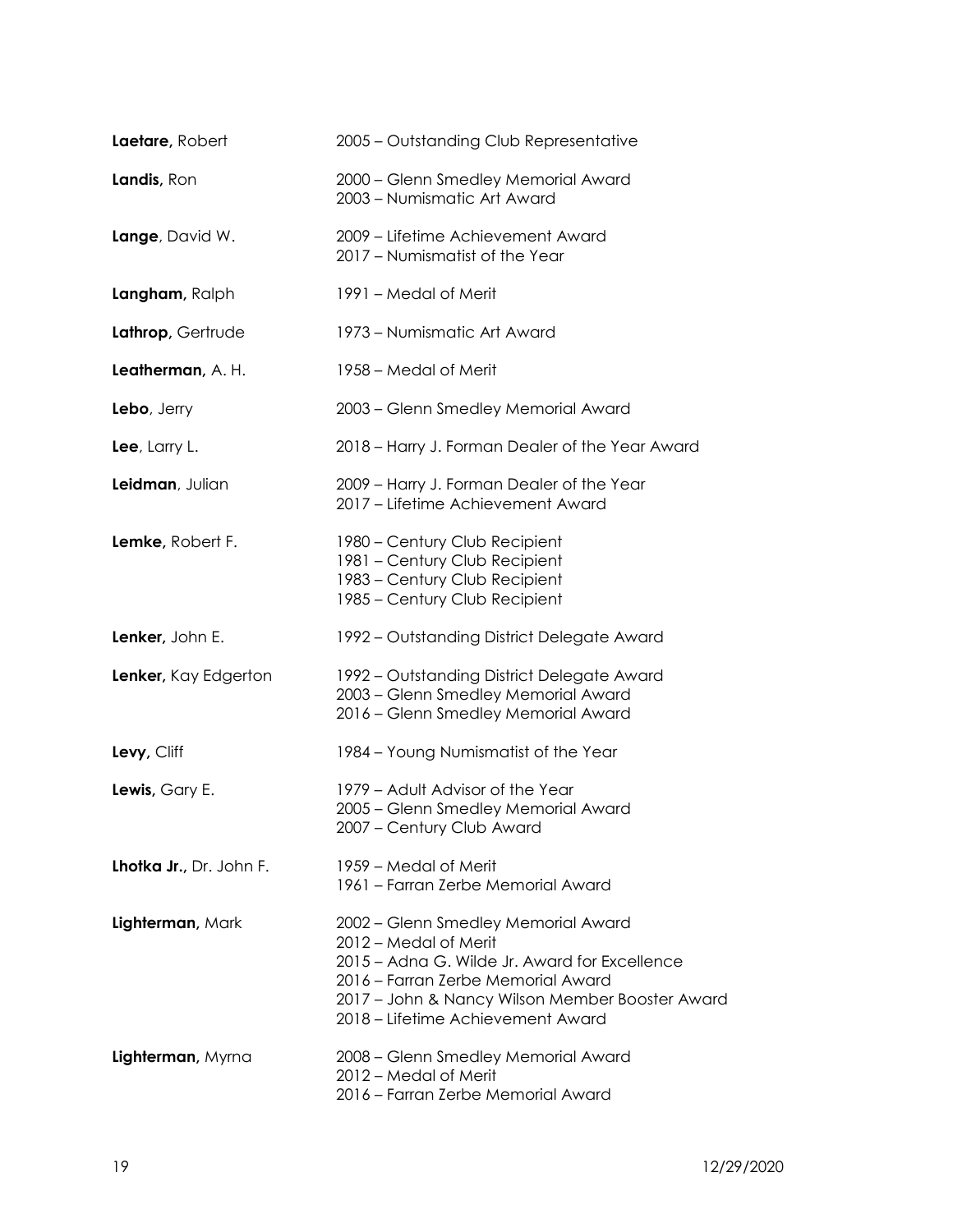| | |
|---|---|
| **Laetare,** Robert | 2005 – Outstanding Club Representative |
| **Landis,** Ron | 2000 – Glenn Smedley Memorial Award<br>2003 – Numismatic Art Award |
| **Lange**, David W. | 2009 – Lifetime Achievement Award<br>2017 – Numismatist of the Year |
| **Langham,** Ralph | 1991 – Medal of Merit |
| **Lathrop,** Gertrude | 1973 – Numismatic Art Award |
| **Leatherman,** A. H. | 1958 – Medal of Merit |
| **Lebo**, Jerry | 2003 – Glenn Smedley Memorial Award |
| **Lee**, Larry L. | 2018 – Harry J. Forman Dealer of the Year Award |
| **Leidman**, Julian | 2009 – Harry J. Forman Dealer of the Year<br>2017 – Lifetime Achievement Award |
| **Lemke,** Robert F. | 1980 – Century Club Recipient<br>1981 – Century Club Recipient<br>1983 – Century Club Recipient<br>1985 – Century Club Recipient |
| **Lenker,** John E. | 1992 – Outstanding District Delegate Award |
| **Lenker,** Kay Edgerton | 1992 – Outstanding District Delegate Award<br>2003 – Glenn Smedley Memorial Award<br>2016 – Glenn Smedley Memorial Award |
| **Levy,** Cliff | 1984 – Young Numismatist of the Year |
| **Lewis,** Gary E. | 1979 – Adult Advisor of the Year<br>2005 – Glenn Smedley Memorial Award<br>2007 – Century Club Award |
| **Lhotka Jr.,** Dr. John F. | 1959 – Medal of Merit<br>1961 – Farran Zerbe Memorial Award |
| **Lighterman,** Mark | 2002 – Glenn Smedley Memorial Award<br>2012 – Medal of Merit<br>2015 – Adna G. Wilde Jr. Award for Excellence<br>2016 – Farran Zerbe Memorial Award<br>2017 – John & Nancy Wilson Member Booster Award<br>2018 – Lifetime Achievement Award |
| **Lighterman,** Myrna | 2008 – Glenn Smedley Memorial Award<br>2012 – Medal of Merit<br>2016 – Farran Zerbe Memorial Award |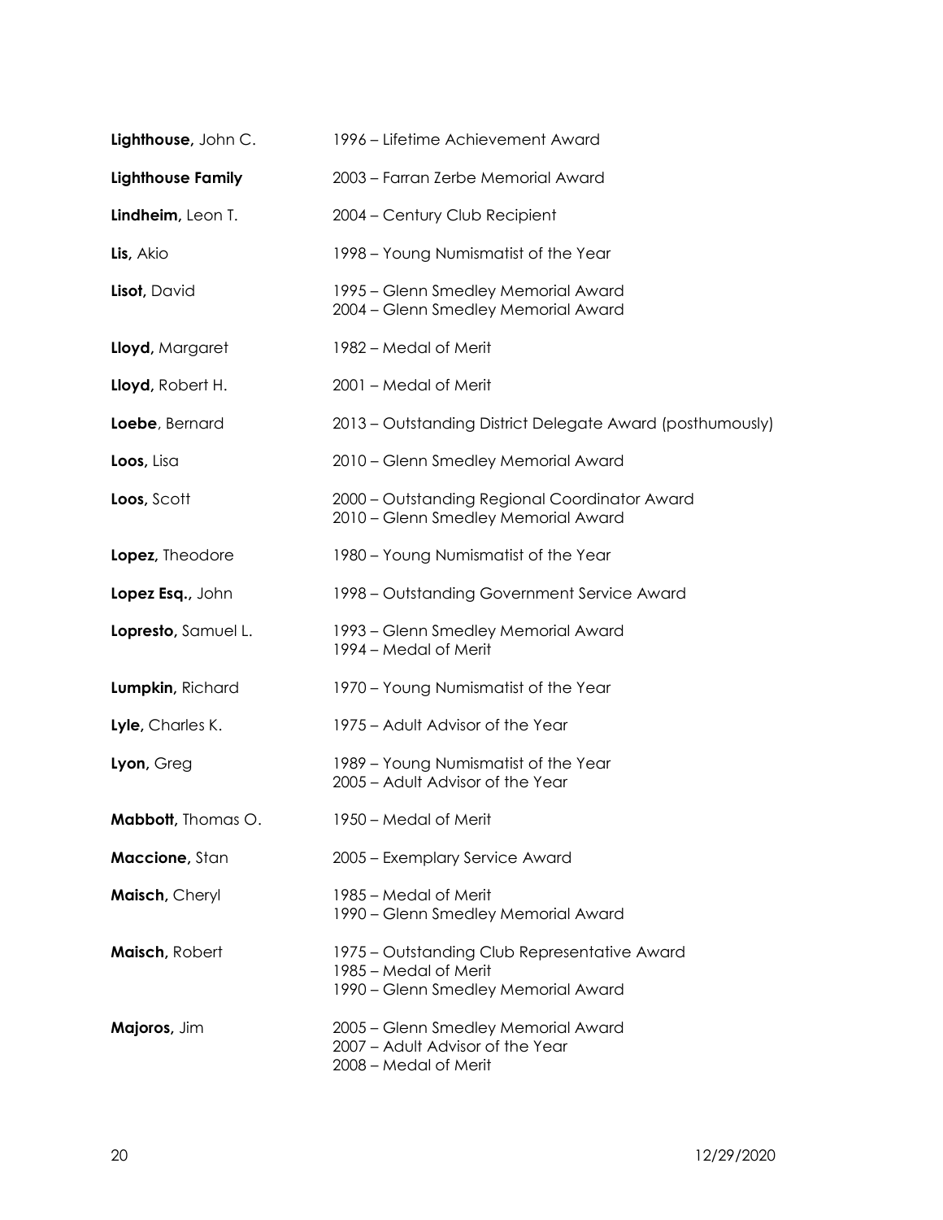| | |
|---|---|
| **Lighthouse,** John C. | 1996 – Lifetime Achievement Award |
| **Lighthouse Family** | 2003 – Farran Zerbe Memorial Award |
| **Lindheim,** Leon T. | 2004 – Century Club Recipient |
| **Lis,** Akio | 1998 – Young Numismatist of the Year |
| **Lisot,** David | 1995 – Glenn Smedley Memorial Award<br>2004 – Glenn Smedley Memorial Award |
| **Lloyd,** Margaret | 1982 – Medal of Merit |
| **Lloyd,** Robert H. | 2001 – Medal of Merit |
| **Loebe**, Bernard | 2013 – Outstanding District Delegate Award (posthumously) |
| **Loos,** Lisa | 2010 – Glenn Smedley Memorial Award |
| **Loos,** Scott | 2000 – Outstanding Regional Coordinator Award<br>2010 – Glenn Smedley Memorial Award |
| **Lopez,** Theodore | 1980 – Young Numismatist of the Year |
| **Lopez Esq.,** John | 1998 – Outstanding Government Service Award |
| **Lopresto,** Samuel L. | 1993 – Glenn Smedley Memorial Award<br>1994 – Medal of Merit |
| **Lumpkin,** Richard | 1970 – Young Numismatist of the Year |
| **Lyle,** Charles K. | 1975 – Adult Advisor of the Year |
| **Lyon,** Greg | 1989 – Young Numismatist of the Year<br>2005 – Adult Advisor of the Year |
| **Mabbott,** Thomas O. | 1950 – Medal of Merit |
| **Maccione,** Stan | 2005 – Exemplary Service Award |
| **Maisch,** Cheryl | 1985 – Medal of Merit<br>1990 – Glenn Smedley Memorial Award |
| **Maisch,** Robert | 1975 – Outstanding Club Representative Award<br>1985 – Medal of Merit<br>1990 – Glenn Smedley Memorial Award |
| **Majoros,** Jim | 2005 – Glenn Smedley Memorial Award<br>2007 – Adult Advisor of the Year<br>2008 – Medal of Merit |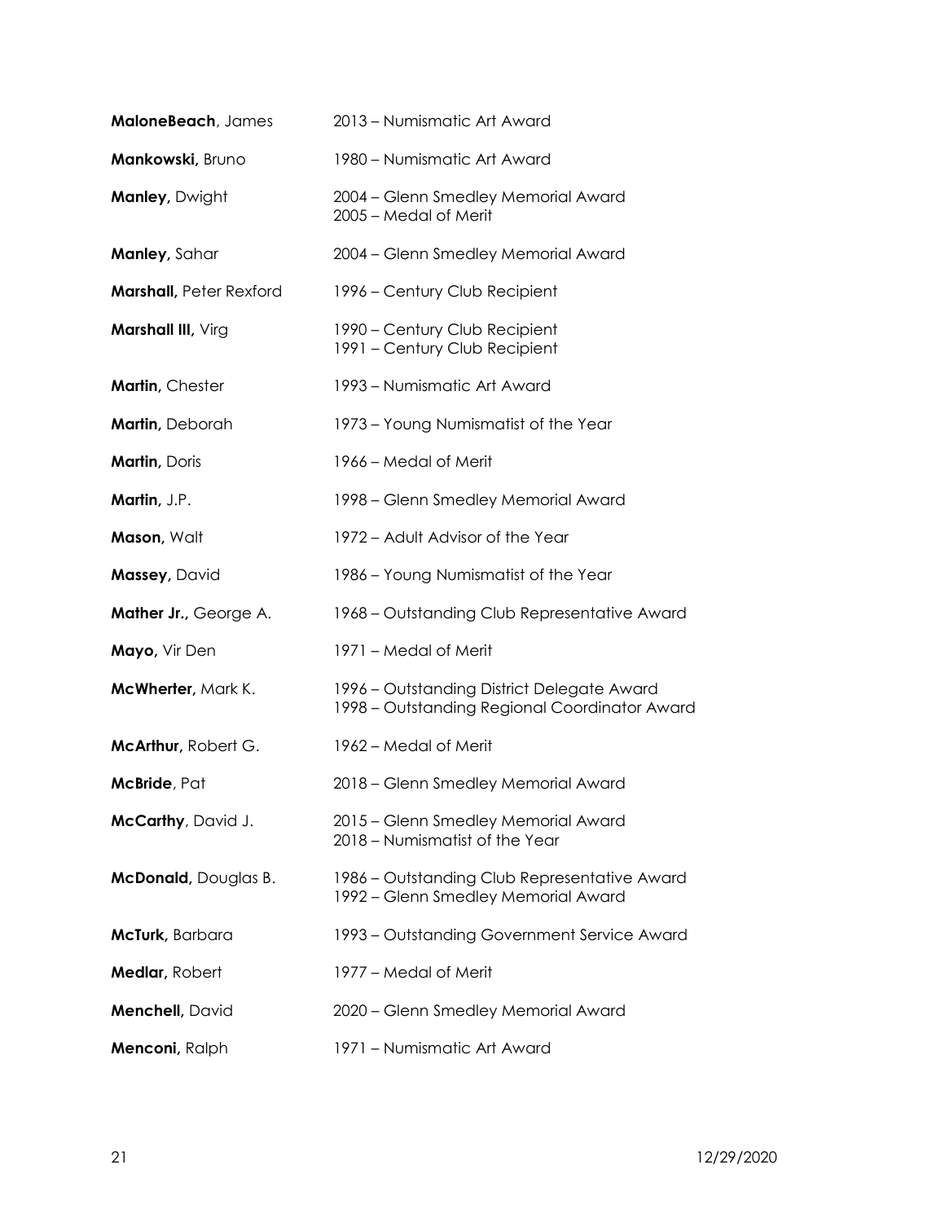| | |
|---|---|
| **MaloneBeach**, James | 2013 – Numismatic Art Award |
| **Mankowski,** Bruno | 1980 – Numismatic Art Award |
| **Manley,** Dwight | 2004 – Glenn Smedley Memorial Award<br>2005 – Medal of Merit |
| **Manley,** Sahar | 2004 – Glenn Smedley Memorial Award |
| **Marshall,** Peter Rexford | 1996 – Century Club Recipient |
| **Marshall III,** Virg | 1990 – Century Club Recipient<br>1991 – Century Club Recipient |
| **Martin,** Chester | 1993 – Numismatic Art Award |
| **Martin,** Deborah | 1973 – Young Numismatist of the Year |
| **Martin,** Doris | 1966 – Medal of Merit |
| **Martin,** J.P. | 1998 – Glenn Smedley Memorial Award |
| **Mason,** Walt | 1972 – Adult Advisor of the Year |
| **Massey,** David | 1986 – Young Numismatist of the Year |
| **Mather Jr.,** George A. | 1968 – Outstanding Club Representative Award |
| **Mayo,** Vir Den | 1971 – Medal of Merit |
| **McWherter,** Mark K. | 1996 – Outstanding District Delegate Award<br>1998 – Outstanding Regional Coordinator Award |
| **McArthur,** Robert G. | 1962 – Medal of Merit |
| **McBride**, Pat | 2018 – Glenn Smedley Memorial Award |
| **McCarthy**, David J. | 2015 – Glenn Smedley Memorial Award<br>2018 – Numismatist of the Year |
| **McDonald,** Douglas B. | 1986 – Outstanding Club Representative Award<br>1992 – Glenn Smedley Memorial Award |
| **McTurk,** Barbara | 1993 – Outstanding Government Service Award |
| **Medlar,** Robert | 1977 – Medal of Merit |
| **Menchell,** David | 2020 – Glenn Smedley Memorial Award |
| **Menconi,** Ralph | 1971 – Numismatic Art Award |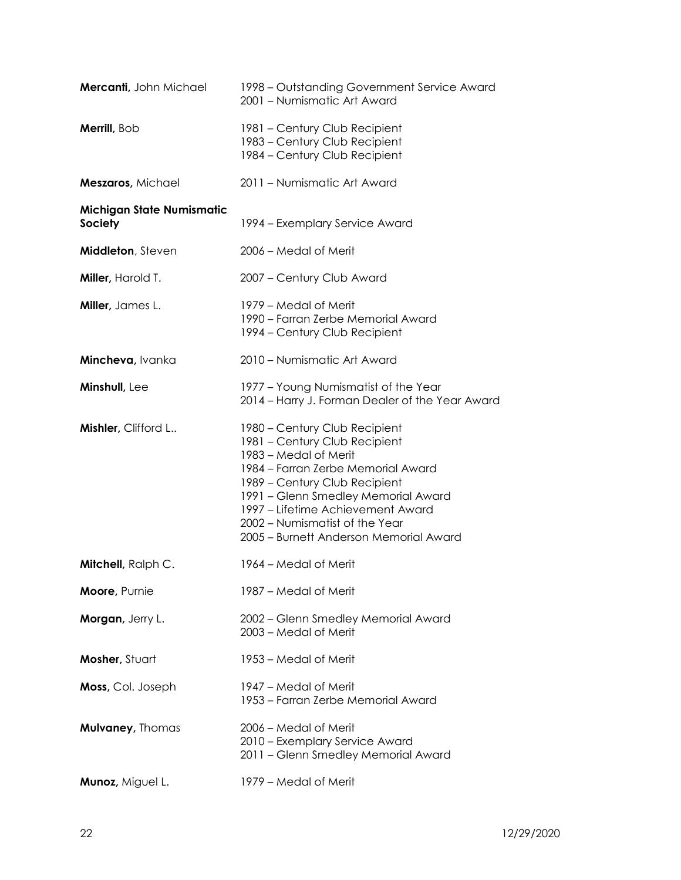**Mercanti,** John Michael
- 1998 – Outstanding Government Service Award
- 2001 – Numismatic Art Award

**Merrill,** Bob
- 1981 – Century Club Recipient
- 1983 – Century Club Recipient
- 1984 – Century Club Recipient

**Meszaros,** Michael
- 2011 – Numismatic Art Award

**Michigan State Numismatic Society**
- 1994 – Exemplary Service Award

**Middleton**, Steven
- 2006 – Medal of Merit

**Miller,** Harold T.
- 2007 – Century Club Award

**Miller,** James L.
- 1979 – Medal of Merit
- 1990 – Farran Zerbe Memorial Award
- 1994 – Century Club Recipient

**Mincheva,** Ivanka
- 2010 – Numismatic Art Award

**Minshull,** Lee
- 1977 – Young Numismatist of the Year
- 2014 – Harry J. Forman Dealer of the Year Award

**Mishler,** Clifford L..
- 1980 – Century Club Recipient
- 1981 – Century Club Recipient
- 1983 – Medal of Merit
- 1984 – Farran Zerbe Memorial Award
- 1989 – Century Club Recipient
- 1991 – Glenn Smedley Memorial Award
- 1997 – Lifetime Achievement Award
- 2002 – Numismatist of the Year
- 2005 – Burnett Anderson Memorial Award

**Mitchell,** Ralph C.
- 1964 – Medal of Merit

**Moore,** Purnie
- 1987 – Medal of Merit

**Morgan,** Jerry L.
- 2002 – Glenn Smedley Memorial Award
- 2003 – Medal of Merit

**Mosher,** Stuart
- 1953 – Medal of Merit

**Moss,** Col. Joseph
- 1947 – Medal of Merit
- 1953 – Farran Zerbe Memorial Award

**Mulvaney,** Thomas
- 2006 – Medal of Merit
- 2010 – Exemplary Service Award
- 2011 – Glenn Smedley Memorial Award

**Munoz,** Miguel L.
- 1979 – Medal of Merit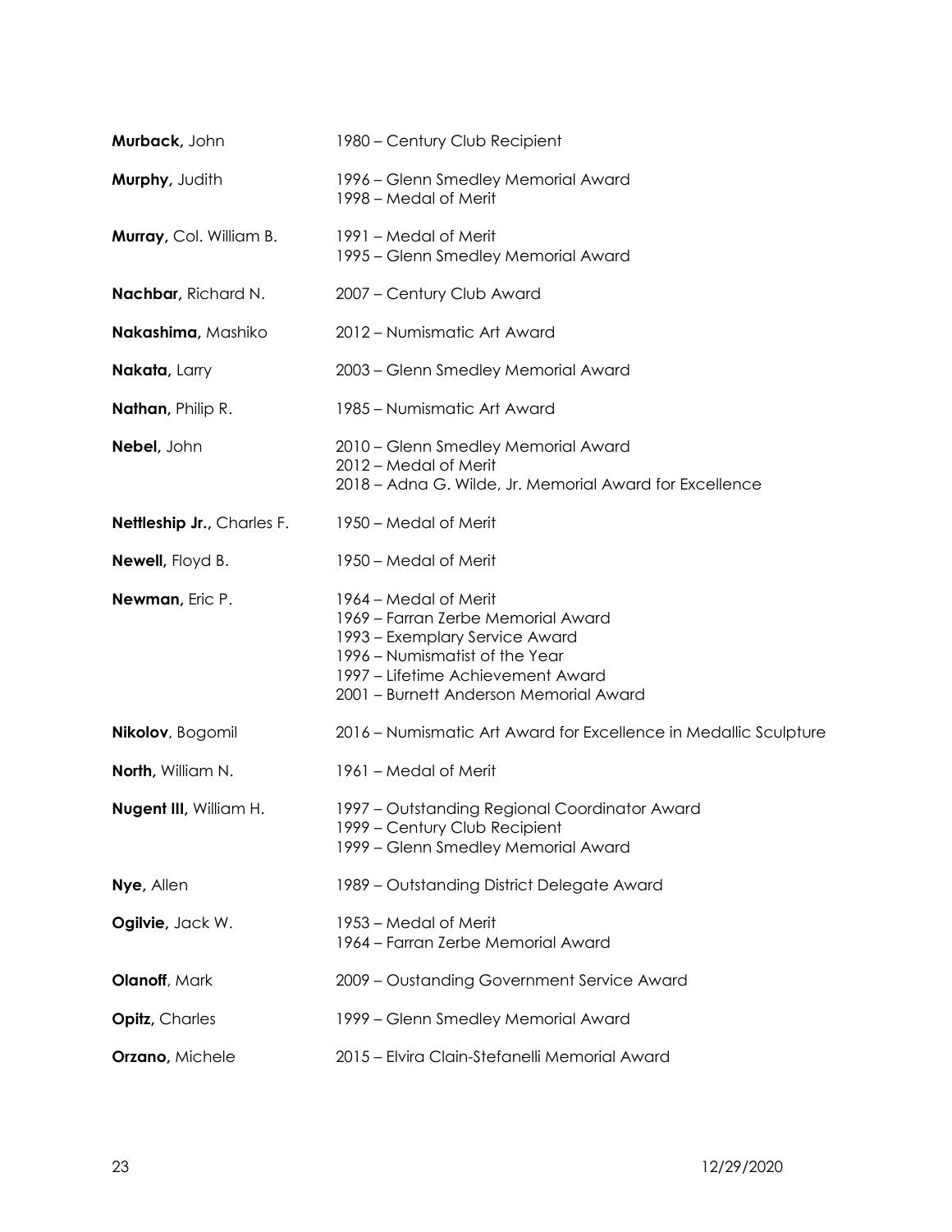| | |
|---|---|
| **Murback,** John | 1980 – Century Club Recipient |
| **Murphy,** Judith | 1996 – Glenn Smedley Memorial Award<br>1998 – Medal of Merit |
| **Murray,** Col. William B. | 1991 – Medal of Merit<br>1995 – Glenn Smedley Memorial Award |
| **Nachbar,** Richard N. | 2007 – Century Club Award |
| **Nakashima,** Mashiko | 2012 – Numismatic Art Award |
| **Nakata,** Larry | 2003 – Glenn Smedley Memorial Award |
| **Nathan,** Philip R. | 1985 – Numismatic Art Award |
| **Nebel,** John | 2010 – Glenn Smedley Memorial Award<br>2012 – Medal of Merit<br>2018 – Adna G. Wilde, Jr. Memorial Award for Excellence |
| **Nettleship Jr.,** Charles F. | 1950 – Medal of Merit |
| **Newell,** Floyd B. | 1950 – Medal of Merit |
| **Newman,** Eric P. | 1964 – Medal of Merit<br>1969 – Farran Zerbe Memorial Award<br>1993 – Exemplary Service Award<br>1996 – Numismatist of the Year<br>1997 – Lifetime Achievement Award<br>2001 – Burnett Anderson Memorial Award |
| **Nikolov**, Bogomil | 2016 – Numismatic Art Award for Excellence in Medallic Sculpture |
| **North,** William N. | 1961 – Medal of Merit |
| **Nugent III,** William H. | 1997 – Outstanding Regional Coordinator Award<br>1999 – Century Club Recipient<br>1999 – Glenn Smedley Memorial Award |
| **Nye,** Allen | 1989 – Outstanding District Delegate Award |
| **Ogilvie,** Jack W. | 1953 – Medal of Merit<br>1964 – Farran Zerbe Memorial Award |
| **Olanoff**, Mark | 2009 – Oustanding Government Service Award |
| **Opitz,** Charles | 1999 – Glenn Smedley Memorial Award |
| **Orzano,** Michele | 2015 – Elvira Clain-Stefanelli Memorial Award |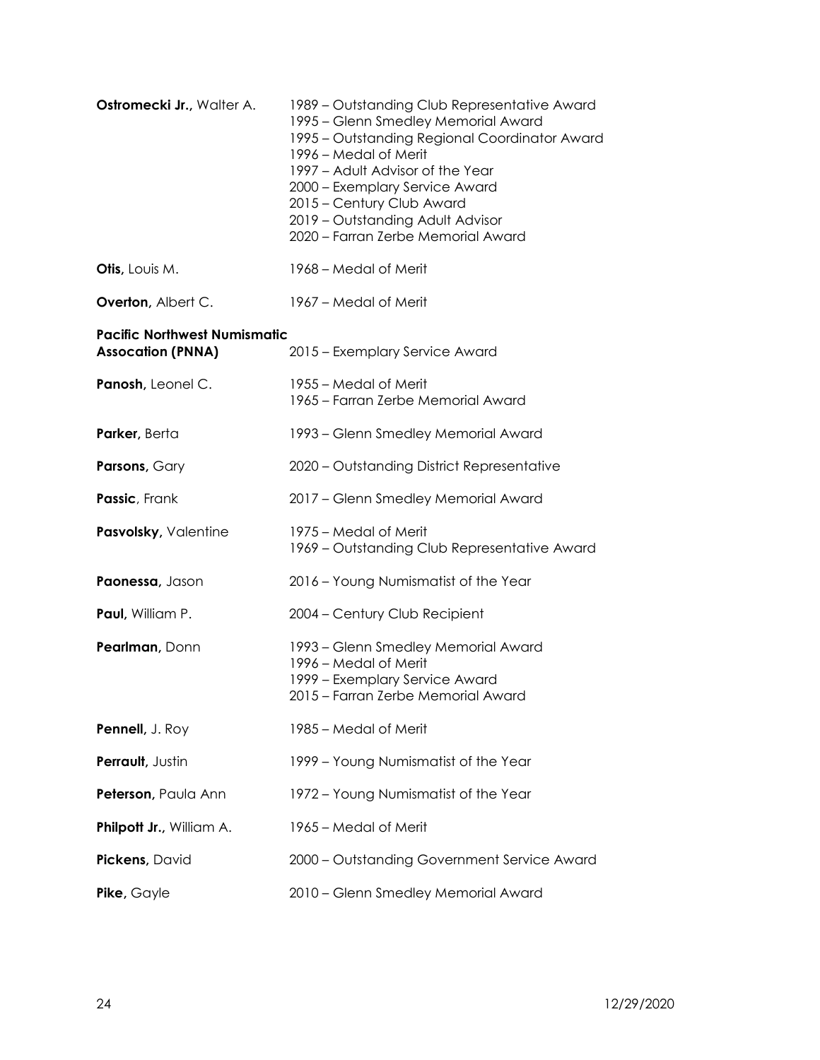| | |
|---|---|
| **Ostromecki Jr.,** Walter A. | 1989 – Outstanding Club Representative Award<br>1995 – Glenn Smedley Memorial Award<br>1995 – Outstanding Regional Coordinator Award<br>1996 – Medal of Merit<br>1997 – Adult Advisor of the Year<br>2000 – Exemplary Service Award<br>2015 – Century Club Award<br>2019 – Outstanding Adult Advisor<br>2020 – Farran Zerbe Memorial Award |
| **Otis,** Louis M. | 1968 – Medal of Merit |
| **Overton,** Albert C. | 1967 – Medal of Merit |
| **Pacific Northwest Numismatic Assocation (PNNA)** | 2015 – Exemplary Service Award |
| **Panosh,** Leonel C. | 1955 – Medal of Merit<br>1965 – Farran Zerbe Memorial Award |
| **Parker,** Berta | 1993 – Glenn Smedley Memorial Award |
| **Parsons,** Gary | 2020 – Outstanding District Representative |
| **Passic**, Frank | 2017 – Glenn Smedley Memorial Award |
| **Pasvolsky,** Valentine | 1975 – Medal of Merit<br>1969 – Outstanding Club Representative Award |
| **Paonessa,** Jason | 2016 – Young Numismatist of the Year |
| **Paul,** William P. | 2004 – Century Club Recipient |
| **Pearlman,** Donn | 1993 – Glenn Smedley Memorial Award<br>1996 – Medal of Merit<br>1999 – Exemplary Service Award<br>2015 – Farran Zerbe Memorial Award |
| **Pennell,** J. Roy | 1985 – Medal of Merit |
| **Perrault,** Justin | 1999 – Young Numismatist of the Year |
| **Peterson,** Paula Ann | 1972 – Young Numismatist of the Year |
| **Philpott Jr.,** William A. | 1965 – Medal of Merit |
| **Pickens,** David | 2000 – Outstanding Government Service Award |
| **Pike,** Gayle | 2010 – Glenn Smedley Memorial Award |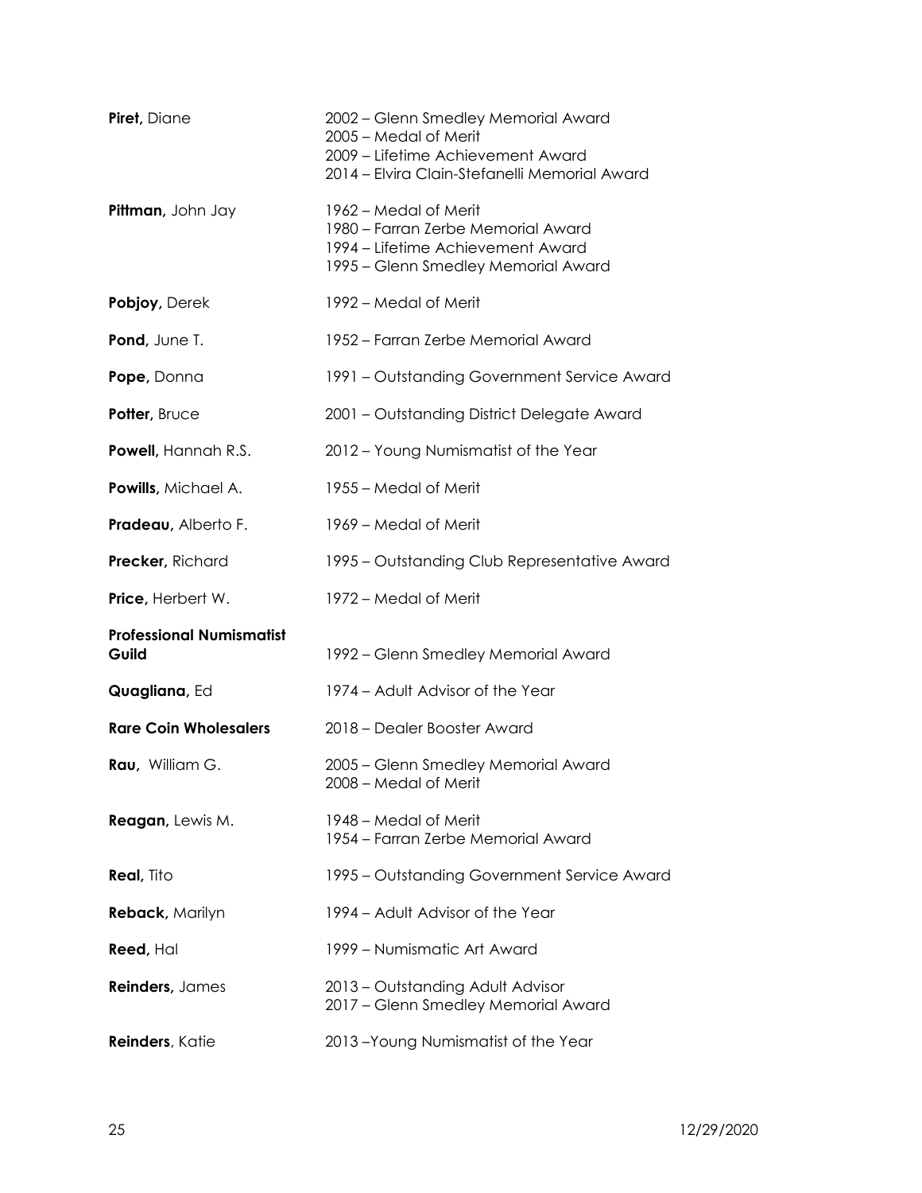**Piret,** Diane
2002 – Glenn Smedley Memorial Award
2005 – Medal of Merit
2009 – Lifetime Achievement Award
2014 – Elvira Clain-Stefanelli Memorial Award

**Pittman,** John Jay
1962 – Medal of Merit
1980 – Farran Zerbe Memorial Award
1994 – Lifetime Achievement Award
1995 – Glenn Smedley Memorial Award

**Pobjoy,** Derek
1992 – Medal of Merit

**Pond,** June T.
1952 – Farran Zerbe Memorial Award

**Pope,** Donna
1991 – Outstanding Government Service Award

**Potter,** Bruce
2001 – Outstanding District Delegate Award

**Powell,** Hannah R.S.
2012 – Young Numismatist of the Year

**Powills,** Michael A.
1955 – Medal of Merit

**Pradeau,** Alberto F.
1969 – Medal of Merit

**Precker,** Richard
1995 – Outstanding Club Representative Award

**Price,** Herbert W.
1972 – Medal of Merit

**Professional Numismatist Guild**
1992 – Glenn Smedley Memorial Award

**Quagliana,** Ed
1974 – Adult Advisor of the Year

**Rare Coin Wholesalers**
2018 – Dealer Booster Award

**Rau,** William G.
2005 – Glenn Smedley Memorial Award
2008 – Medal of Merit

**Reagan,** Lewis M.
1948 – Medal of Merit
1954 – Farran Zerbe Memorial Award

**Real,** Tito
1995 – Outstanding Government Service Award

**Reback,** Marilyn
1994 – Adult Advisor of the Year

**Reed,** Hal
1999 – Numismatic Art Award

**Reinders,** James
2013 – Outstanding Adult Advisor
2017 – Glenn Smedley Memorial Award

**Reinders**, Katie
2013 –Young Numismatist of the Year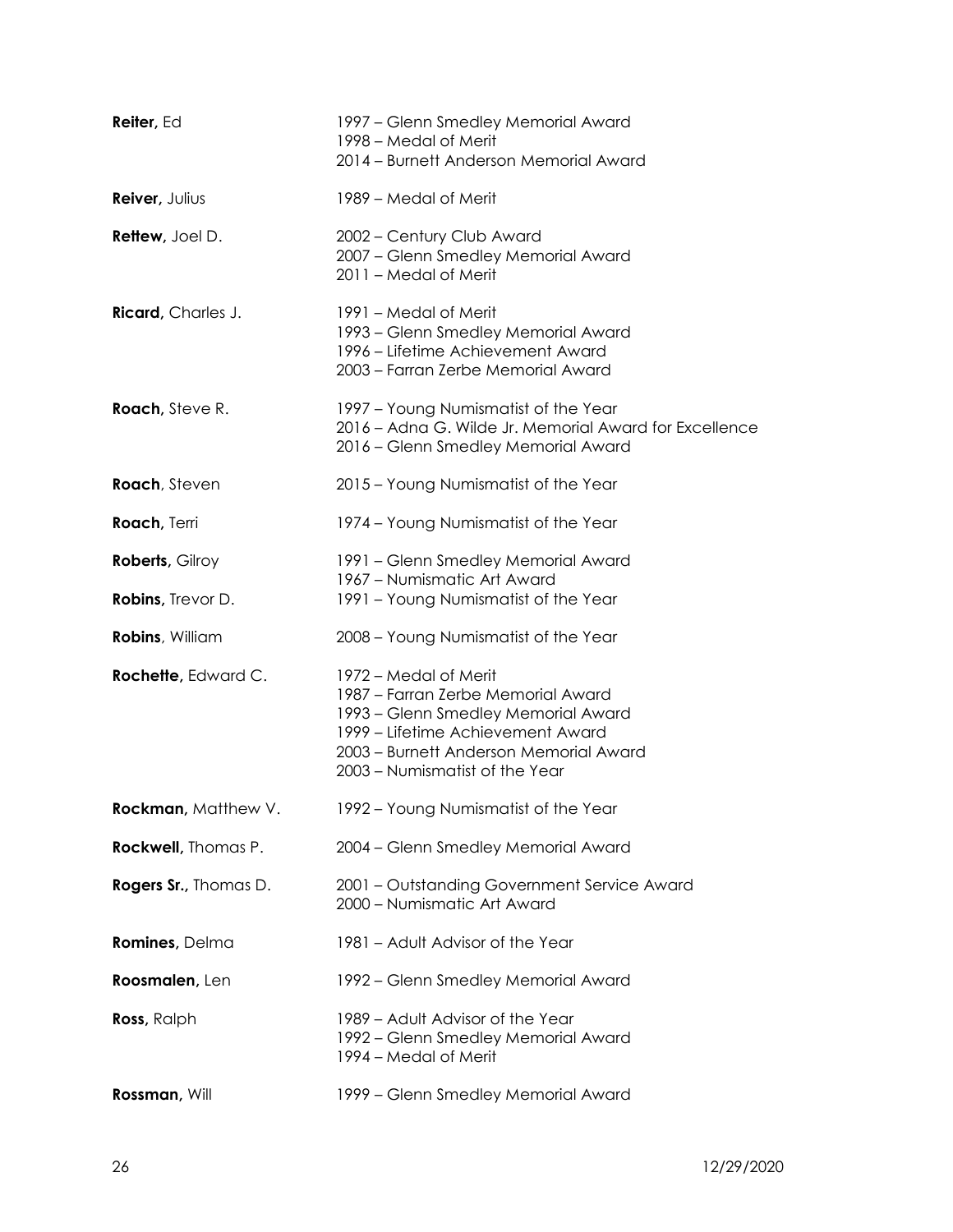**Reiter,** Ed
1997 – Glenn Smedley Memorial Award
1998 – Medal of Merit
2014 – Burnett Anderson Memorial Award

**Reiver,** Julius
1989 – Medal of Merit

**Rettew,** Joel D.
2002 – Century Club Award
2007 – Glenn Smedley Memorial Award
2011 – Medal of Merit

**Ricard,** Charles J.
1991 – Medal of Merit
1993 – Glenn Smedley Memorial Award
1996 – Lifetime Achievement Award
2003 – Farran Zerbe Memorial Award

**Roach,** Steve R.
1997 – Young Numismatist of the Year
2016 – Adna G. Wilde Jr. Memorial Award for Excellence
2016 – Glenn Smedley Memorial Award

**Roach**, Steven
2015 – Young Numismatist of the Year

**Roach,** Terri
1974 – Young Numismatist of the Year

**Roberts,** Gilroy
1991 – Glenn Smedley Memorial Award
1967 – Numismatic Art Award

**Robins,** Trevor D.
1991 – Young Numismatist of the Year

**Robins**, William
2008 – Young Numismatist of the Year

**Rochette,** Edward C.
1972 – Medal of Merit
1987 – Farran Zerbe Memorial Award
1993 – Glenn Smedley Memorial Award
1999 – Lifetime Achievement Award
2003 – Burnett Anderson Memorial Award
2003 – Numismatist of the Year

**Rockman,** Matthew V.
1992 – Young Numismatist of the Year

**Rockwell,** Thomas P.
2004 – Glenn Smedley Memorial Award

**Rogers Sr.,** Thomas D.
2001 – Outstanding Government Service Award
2000 – Numismatic Art Award

**Romines,** Delma
1981 – Adult Advisor of the Year

**Roosmalen,** Len
1992 – Glenn Smedley Memorial Award

**Ross,** Ralph
1989 – Adult Advisor of the Year
1992 – Glenn Smedley Memorial Award
1994 – Medal of Merit

**Rossman,** Will
1999 – Glenn Smedley Memorial Award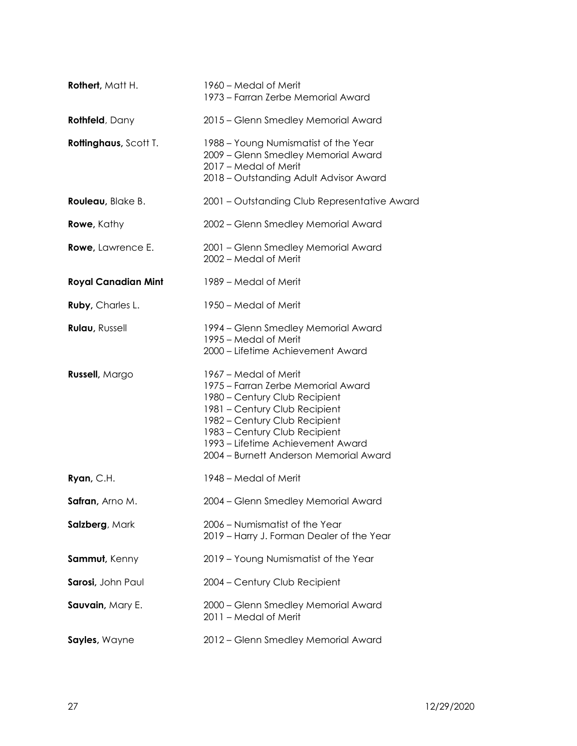| | |
|---|---|
| **Rothert,** Matt H. | 1960 – Medal of Merit<br>1973 – Farran Zerbe Memorial Award |
| **Rothfeld**, Dany | 2015 – Glenn Smedley Memorial Award |
| **Rottinghaus,** Scott T. | 1988 – Young Numismatist of the Year<br>2009 – Glenn Smedley Memorial Award<br>2017 – Medal of Merit<br>2018 – Outstanding Adult Advisor Award |
| **Rouleau,** Blake B. | 2001 – Outstanding Club Representative Award |
| **Rowe,** Kathy | 2002 – Glenn Smedley Memorial Award |
| **Rowe,** Lawrence E. | 2001 – Glenn Smedley Memorial Award<br>2002 – Medal of Merit |
| **Royal Canadian Mint** | 1989 – Medal of Merit |
| **Ruby,** Charles L. | 1950 – Medal of Merit |
| **Rulau,** Russell | 1994 – Glenn Smedley Memorial Award<br>1995 – Medal of Merit<br>2000 – Lifetime Achievement Award |
| **Russell,** Margo | 1967 – Medal of Merit<br>1975 – Farran Zerbe Memorial Award<br>1980 – Century Club Recipient<br>1981 – Century Club Recipient<br>1982 – Century Club Recipient<br>1983 – Century Club Recipient<br>1993 – Lifetime Achievement Award<br>2004 – Burnett Anderson Memorial Award |
| **Ryan,** C.H. | 1948 – Medal of Merit |
| **Safran,** Arno M. | 2004 – Glenn Smedley Memorial Award |
| **Salzberg**, Mark | 2006 – Numismatist of the Year<br>2019 – Harry J. Forman Dealer of the Year |
| **Sammut,** Kenny | 2019 – Young Numismatist of the Year |
| **Sarosi**, John Paul | 2004 – Century Club Recipient |
| **Sauvain,** Mary E. | 2000 – Glenn Smedley Memorial Award<br>2011 – Medal of Merit |
| **Sayles,** Wayne | 2012 – Glenn Smedley Memorial Award |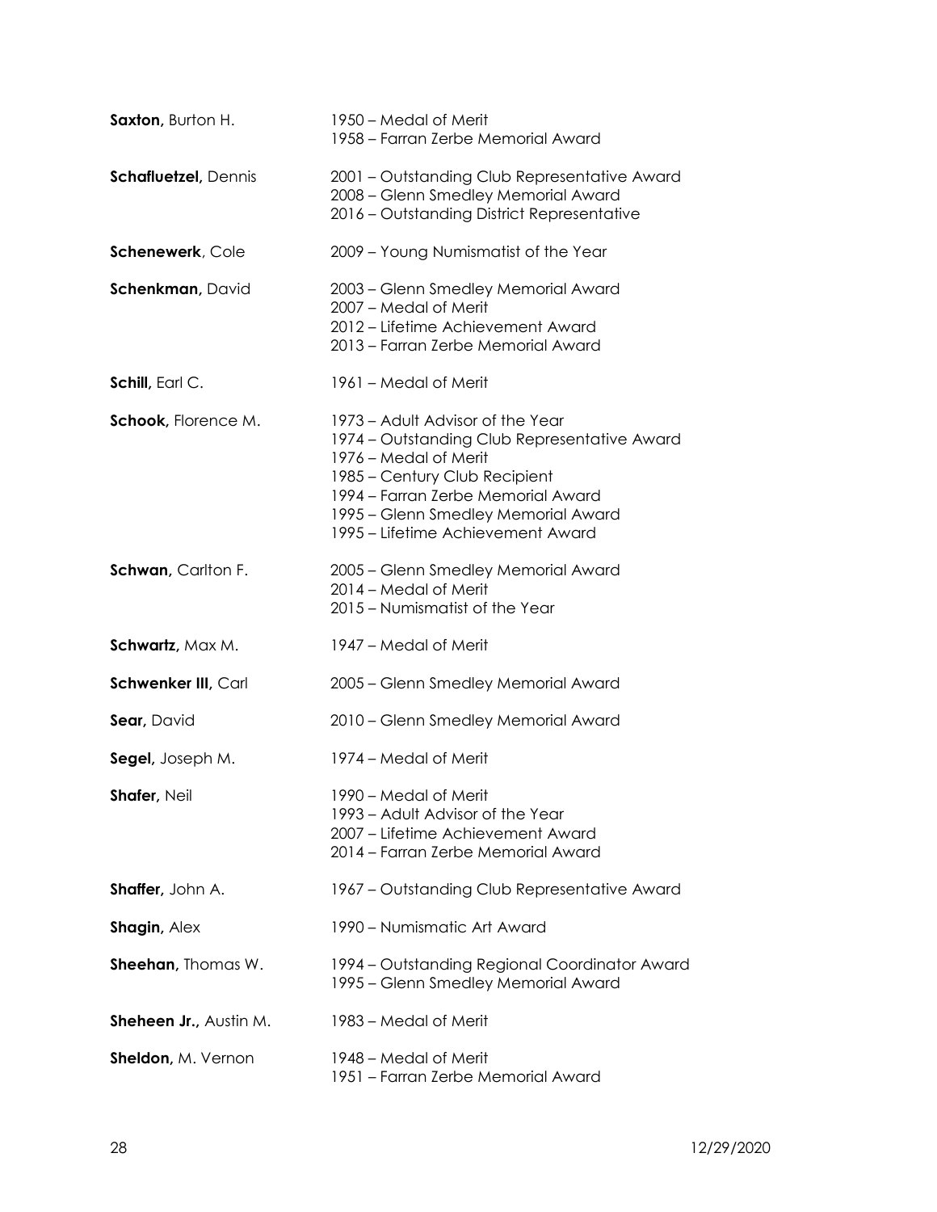**Saxton,** Burton H.
1950 – Medal of Merit
1958 – Farran Zerbe Memorial Award

**Schafluetzel,** Dennis
2001 – Outstanding Club Representative Award
2008 – Glenn Smedley Memorial Award
2016 – Outstanding District Representative

**Schenewerk**, Cole
2009 – Young Numismatist of the Year

**Schenkman,** David
2003 – Glenn Smedley Memorial Award
2007 – Medal of Merit
2012 – Lifetime Achievement Award
2013 – Farran Zerbe Memorial Award

**Schill,** Earl C.
1961 – Medal of Merit

**Schook,** Florence M.
1973 – Adult Advisor of the Year
1974 – Outstanding Club Representative Award
1976 – Medal of Merit
1985 – Century Club Recipient
1994 – Farran Zerbe Memorial Award
1995 – Glenn Smedley Memorial Award
1995 – Lifetime Achievement Award

**Schwan,** Carlton F.
2005 – Glenn Smedley Memorial Award
2014 – Medal of Merit
2015 – Numismatist of the Year

**Schwartz,** Max M.
1947 – Medal of Merit

**Schwenker III,** Carl
2005 – Glenn Smedley Memorial Award

**Sear,** David
2010 – Glenn Smedley Memorial Award

**Segel,** Joseph M.
1974 – Medal of Merit

**Shafer,** Neil
1990 – Medal of Merit
1993 – Adult Advisor of the Year
2007 – Lifetime Achievement Award
2014 – Farran Zerbe Memorial Award

**Shaffer,** John A.
1967 – Outstanding Club Representative Award

**Shagin,** Alex
1990 – Numismatic Art Award

**Sheehan,** Thomas W.
1994 – Outstanding Regional Coordinator Award
1995 – Glenn Smedley Memorial Award

**Sheheen Jr.,** Austin M.
1983 – Medal of Merit

**Sheldon,** M. Vernon
1948 – Medal of Merit
1951 – Farran Zerbe Memorial Award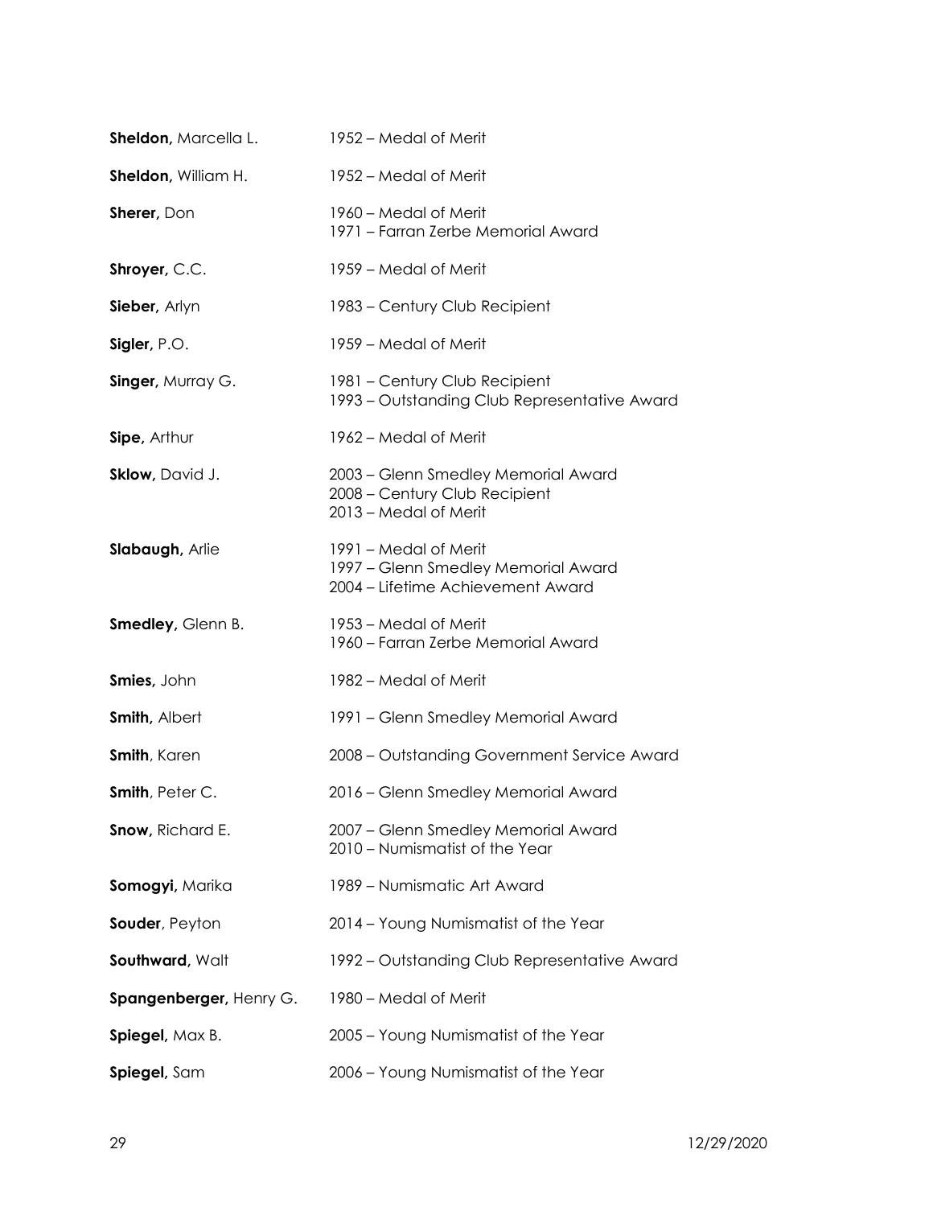**Sheldon,** Marcella L. 1952 – Medal of Merit

**Sheldon,** William H. 1952 – Medal of Merit

**Sherer,** Don 1960 – Medal of Merit
1971 – Farran Zerbe Memorial Award

**Shroyer,** C.C. 1959 – Medal of Merit

**Sieber,** Arlyn 1983 – Century Club Recipient

**Sigler,** P.O. 1959 – Medal of Merit

**Singer,** Murray G. 1981 – Century Club Recipient
1993 – Outstanding Club Representative Award

**Sipe,** Arthur 1962 – Medal of Merit

**Sklow,** David J. 2003 – Glenn Smedley Memorial Award
2008 – Century Club Recipient
2013 – Medal of Merit

**Slabaugh,** Arlie 1991 – Medal of Merit
1997 – Glenn Smedley Memorial Award
2004 – Lifetime Achievement Award

**Smedley,** Glenn B. 1953 – Medal of Merit
1960 – Farran Zerbe Memorial Award

**Smies,** John 1982 – Medal of Merit

**Smith,** Albert 1991 – Glenn Smedley Memorial Award

**Smith**, Karen 2008 – Outstanding Government Service Award

**Smith**, Peter C. 2016 – Glenn Smedley Memorial Award

**Snow,** Richard E. 2007 – Glenn Smedley Memorial Award
2010 – Numismatist of the Year

**Somogyi,** Marika 1989 – Numismatic Art Award

**Souder**, Peyton 2014 – Young Numismatist of the Year

**Southward,** Walt 1992 – Outstanding Club Representative Award

**Spangenberger,** Henry G. 1980 – Medal of Merit

**Spiegel,** Max B. 2005 – Young Numismatist of the Year

**Spiegel,** Sam 2006 – Young Numismatist of the Year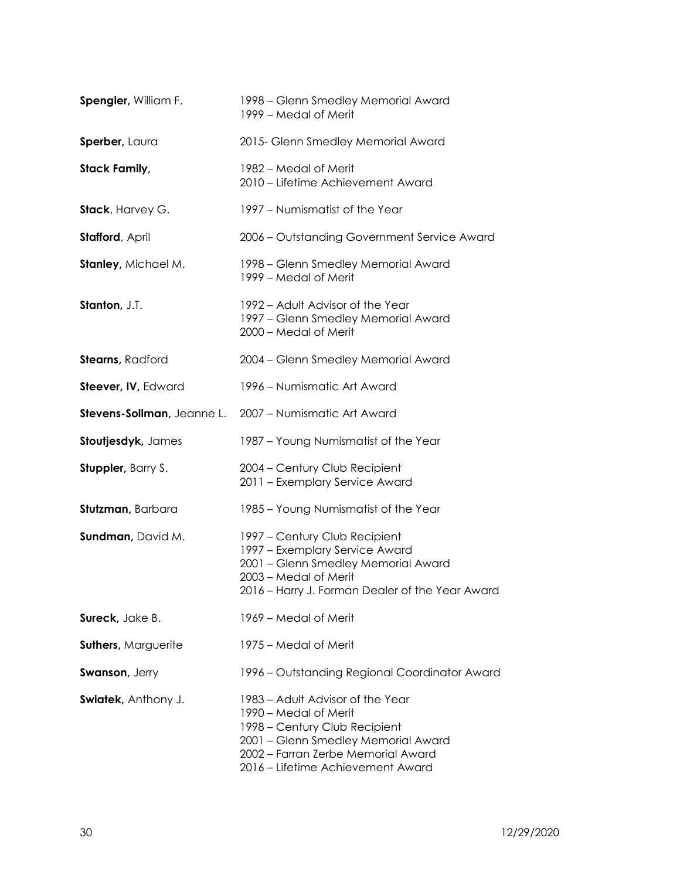| | |
|---|---|
| **Spengler,** William F. | 1998 – Glenn Smedley Memorial Award<br>1999 – Medal of Merit |
| **Sperber,** Laura | 2015- Glenn Smedley Memorial Award |
| **Stack Family,** | 1982 – Medal of Merit<br>2010 – Lifetime Achievement Award |
| **Stack**, Harvey G. | 1997 – Numismatist of the Year |
| **Stafford**, April | 2006 – Outstanding Government Service Award |
| **Stanley,** Michael M. | 1998 – Glenn Smedley Memorial Award<br>1999 – Medal of Merit |
| **Stanton,** J.T. | 1992 – Adult Advisor of the Year<br>1997 – Glenn Smedley Memorial Award<br>2000 – Medal of Merit |
| **Stearns,** Radford | 2004 – Glenn Smedley Memorial Award |
| **Steever, IV,** Edward | 1996 – Numismatic Art Award |
| **Stevens-Sollman,** Jeanne L. | 2007 – Numismatic Art Award |
| **Stoutjesdyk,** James | 1987 – Young Numismatist of the Year |
| **Stuppler,** Barry S. | 2004 – Century Club Recipient<br>2011 – Exemplary Service Award |
| **Stutzman,** Barbara | 1985 – Young Numismatist of the Year |
| **Sundman,** David M. | 1997 – Century Club Recipient<br>1997 – Exemplary Service Award<br>2001 – Glenn Smedley Memorial Award<br>2003 – Medal of Merit<br>2016 – Harry J. Forman Dealer of the Year Award |
| **Sureck,** Jake B. | 1969 – Medal of Merit |
| **Suthers,** Marguerite | 1975 – Medal of Merit |
| **Swanson,** Jerry | 1996 – Outstanding Regional Coordinator Award |
| **Swiatek,** Anthony J. | 1983 – Adult Advisor of the Year<br>1990 – Medal of Merit<br>1998 – Century Club Recipient<br>2001 – Glenn Smedley Memorial Award<br>2002 – Farran Zerbe Memorial Award<br>2016 – Lifetime Achievement Award |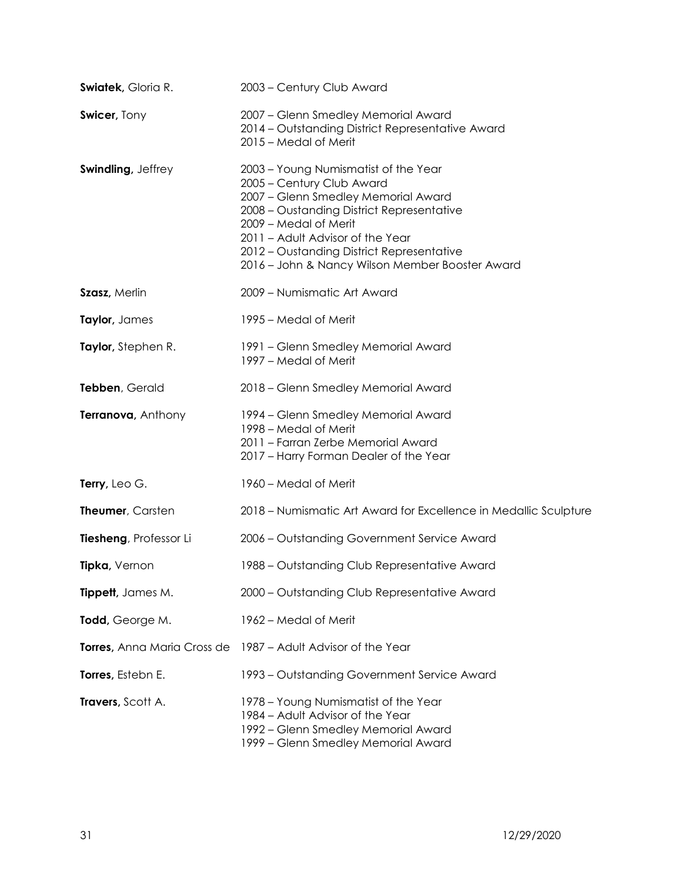**Swiatek,** Gloria R. 2003 – Century Club Award

**Swicer,** Tony 2007 – Glenn Smedley Memorial Award
2014 – Outstanding District Representative Award
2015 – Medal of Merit

**Swindling,** Jeffrey 2003 – Young Numismatist of the Year
2005 – Century Club Award
2007 – Glenn Smedley Memorial Award
2008 – Oustanding District Representative
2009 – Medal of Merit
2011 – Adult Advisor of the Year
2012 – Oustanding District Representative
2016 – John & Nancy Wilson Member Booster Award

**Szasz,** Merlin 2009 – Numismatic Art Award

**Taylor,** James 1995 – Medal of Merit

**Taylor,** Stephen R. 1991 – Glenn Smedley Memorial Award
1997 – Medal of Merit

**Tebben**, Gerald 2018 – Glenn Smedley Memorial Award

**Terranova,** Anthony 1994 – Glenn Smedley Memorial Award
1998 – Medal of Merit
2011 – Farran Zerbe Memorial Award
2017 – Harry Forman Dealer of the Year

**Terry,** Leo G. 1960 – Medal of Merit

**Theumer**, Carsten 2018 – Numismatic Art Award for Excellence in Medallic Sculpture

**Tiesheng**, Professor Li 2006 – Outstanding Government Service Award

**Tipka,** Vernon 1988 – Outstanding Club Representative Award

**Tippett,** James M. 2000 – Outstanding Club Representative Award

**Todd,** George M. 1962 – Medal of Merit

**Torres,** Anna Maria Cross de 1987 – Adult Advisor of the Year

**Torres,** Estebn E. 1993 – Outstanding Government Service Award

**Travers,** Scott A. 1978 – Young Numismatist of the Year
1984 – Adult Advisor of the Year
1992 – Glenn Smedley Memorial Award
1999 – Glenn Smedley Memorial Award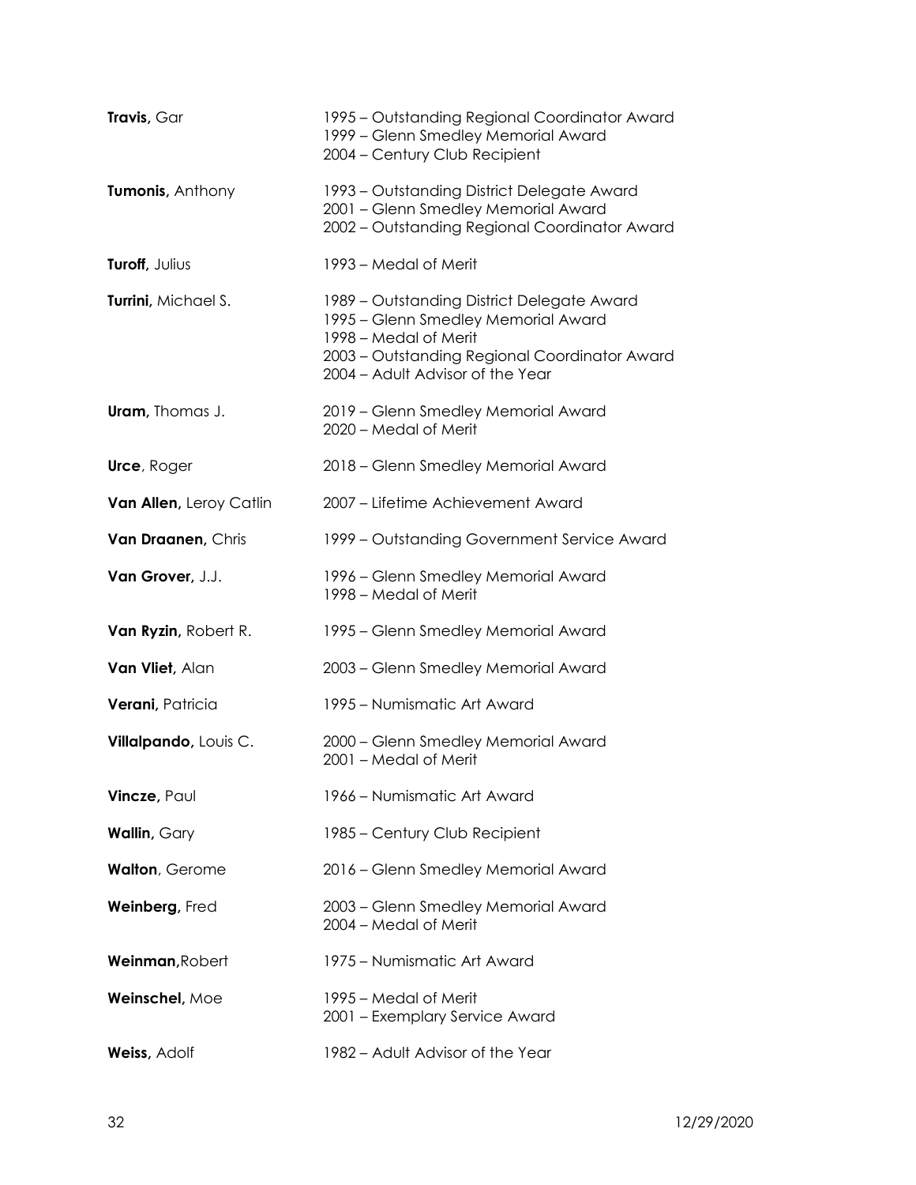| | |
|---|---|
| **Travis,** Gar | 1995 – Outstanding Regional Coordinator Award<br>1999 – Glenn Smedley Memorial Award<br>2004 – Century Club Recipient |
| **Tumonis,** Anthony | 1993 – Outstanding District Delegate Award<br>2001 – Glenn Smedley Memorial Award<br>2002 – Outstanding Regional Coordinator Award |
| **Turoff,** Julius | 1993 – Medal of Merit |
| **Turrini,** Michael S. | 1989 – Outstanding District Delegate Award<br>1995 – Glenn Smedley Memorial Award<br>1998 – Medal of Merit<br>2003 – Outstanding Regional Coordinator Award<br>2004 – Adult Advisor of the Year |
| **Uram,** Thomas J. | 2019 – Glenn Smedley Memorial Award<br>2020 – Medal of Merit |
| **Urce**, Roger | 2018 – Glenn Smedley Memorial Award |
| **Van Allen,** Leroy Catlin | 2007 – Lifetime Achievement Award |
| **Van Draanen,** Chris | 1999 – Outstanding Government Service Award |
| **Van Grover,** J.J. | 1996 – Glenn Smedley Memorial Award<br>1998 – Medal of Merit |
| **Van Ryzin,** Robert R. | 1995 – Glenn Smedley Memorial Award |
| **Van Vliet,** Alan | 2003 – Glenn Smedley Memorial Award |
| **Verani,** Patricia | 1995 – Numismatic Art Award |
| **Villalpando,** Louis C. | 2000 – Glenn Smedley Memorial Award<br>2001 – Medal of Merit |
| **Vincze,** Paul | 1966 – Numismatic Art Award |
| **Wallin,** Gary | 1985 – Century Club Recipient |
| **Walton**, Gerome | 2016 – Glenn Smedley Memorial Award |
| **Weinberg,** Fred | 2003 – Glenn Smedley Memorial Award<br>2004 – Medal of Merit |
| **Weinman,**Robert | 1975 – Numismatic Art Award |
| **Weinschel,** Moe | 1995 – Medal of Merit<br>2001 – Exemplary Service Award |
| **Weiss,** Adolf | 1982 – Adult Advisor of the Year |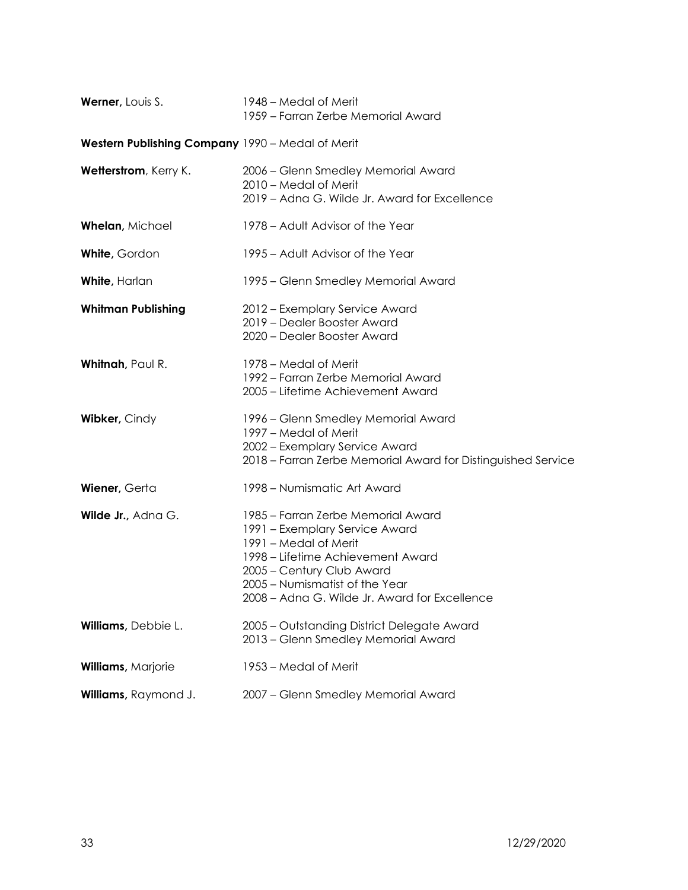**Werner,** Louis S.
1948 – Medal of Merit
1959 – Farran Zerbe Memorial Award

**Western Publishing Company** 1990 – Medal of Merit

**Wetterstrom**, Kerry K.
2006 – Glenn Smedley Memorial Award
2010 – Medal of Merit
2019 – Adna G. Wilde Jr. Award for Excellence

**Whelan,** Michael
1978 – Adult Advisor of the Year

**White,** Gordon
1995 – Adult Advisor of the Year

**White,** Harlan
1995 – Glenn Smedley Memorial Award

**Whitman Publishing**
2012 – Exemplary Service Award
2019 – Dealer Booster Award
2020 – Dealer Booster Award

**Whitnah,** Paul R.
1978 – Medal of Merit
1992 – Farran Zerbe Memorial Award
2005 – Lifetime Achievement Award

**Wibker,** Cindy
1996 – Glenn Smedley Memorial Award
1997 – Medal of Merit
2002 – Exemplary Service Award
2018 – Farran Zerbe Memorial Award for Distinguished Service

**Wiener,** Gerta
1998 – Numismatic Art Award

**Wilde Jr.,** Adna G.
1985 – Farran Zerbe Memorial Award
1991 – Exemplary Service Award
1991 – Medal of Merit
1998 – Lifetime Achievement Award
2005 – Century Club Award
2005 – Numismatist of the Year
2008 – Adna G. Wilde Jr. Award for Excellence

**Williams,** Debbie L.
2005 – Outstanding District Delegate Award
2013 – Glenn Smedley Memorial Award

**Williams,** Marjorie
1953 – Medal of Merit

**Williams,** Raymond J.
2007 – Glenn Smedley Memorial Award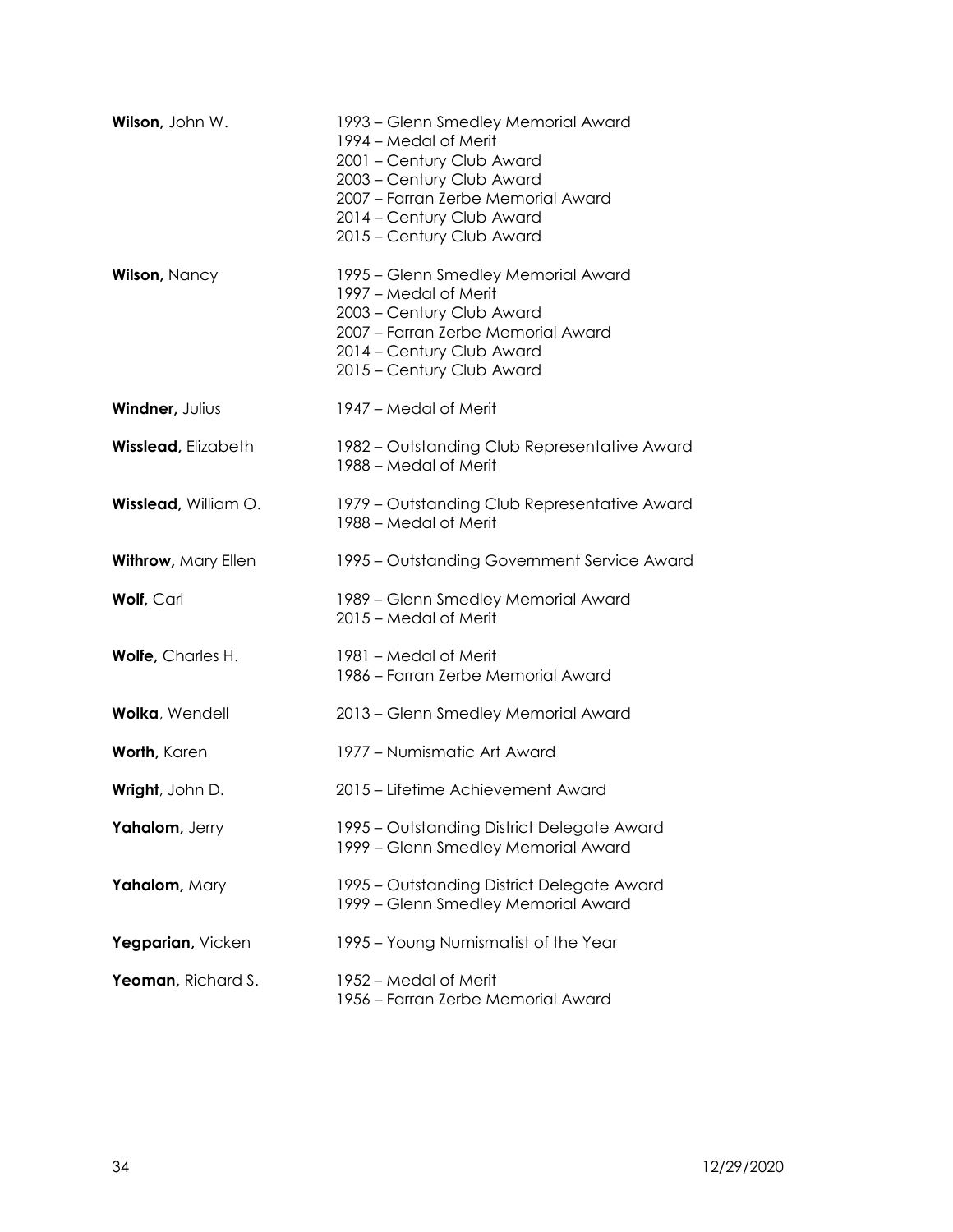**Wilson,** John W.

1993 – Glenn Smedley Memorial Award
1994 – Medal of Merit
2001 – Century Club Award
2003 – Century Club Award
2007 – Farran Zerbe Memorial Award
2014 – Century Club Award
2015 – Century Club Award

**Wilson,** Nancy

1995 – Glenn Smedley Memorial Award
1997 – Medal of Merit
2003 – Century Club Award
2007 – Farran Zerbe Memorial Award
2014 – Century Club Award
2015 – Century Club Award

**Windner,** Julius

1947 – Medal of Merit

**Wisslead,** Elizabeth

1982 – Outstanding Club Representative Award
1988 – Medal of Merit

**Wisslead,** William O.

1979 – Outstanding Club Representative Award
1988 – Medal of Merit

**Withrow,** Mary Ellen

1995 – Outstanding Government Service Award

**Wolf,** Carl

1989 – Glenn Smedley Memorial Award
2015 – Medal of Merit

**Wolfe,** Charles H.

1981 – Medal of Merit
1986 – Farran Zerbe Memorial Award

**Wolka**, Wendell

2013 – Glenn Smedley Memorial Award

**Worth,** Karen

1977 – Numismatic Art Award

**Wright**, John D.

2015 – Lifetime Achievement Award

**Yahalom,** Jerry

1995 – Outstanding District Delegate Award
1999 – Glenn Smedley Memorial Award

**Yahalom,** Mary

1995 – Outstanding District Delegate Award
1999 – Glenn Smedley Memorial Award

**Yegparian,** Vicken

1995 – Young Numismatist of the Year

**Yeoman,** Richard S.

1952 – Medal of Merit
1956 – Farran Zerbe Memorial Award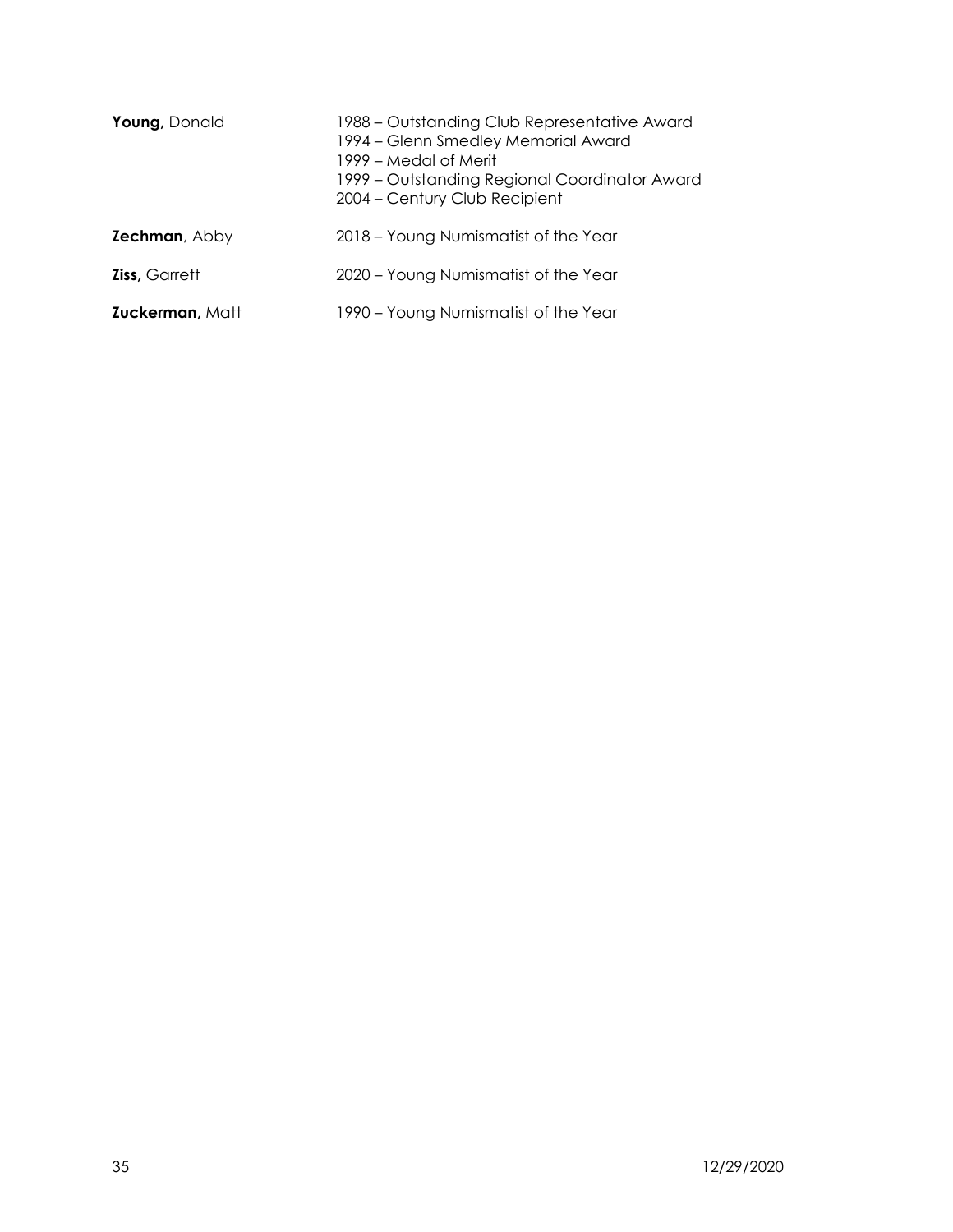| | |
|---|---|
| **Young,** Donald | 1988 – Outstanding Club Representative Award<br>1994 – Glenn Smedley Memorial Award<br>1999 – Medal of Merit<br>1999 – Outstanding Regional Coordinator Award<br>2004 – Century Club Recipient |
| **Zechman**, Abby | 2018 – Young Numismatist of the Year |
| **Ziss,** Garrett | 2020 – Young Numismatist of the Year |
| **Zuckerman,** Matt | 1990 – Young Numismatist of the Year |